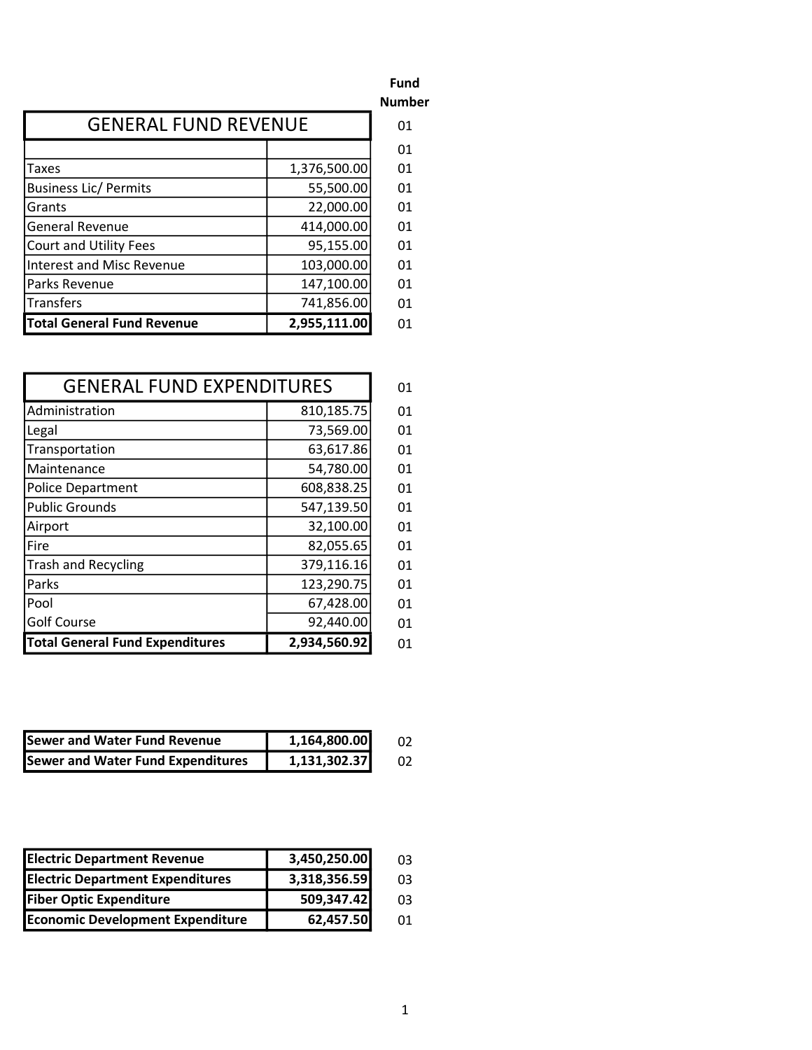| GENERAL FUND REVENUE | | Fund Number |
|---|---|---|
| | | 01 |
| Taxes | 1,376,500.00 | 01 |
| Business Lic/ Permits | 55,500.00 | 01 |
| Grants | 22,000.00 | 01 |
| General Revenue | 414,000.00 | 01 |
| Court and Utility Fees | 95,155.00 | 01 |
| Interest and Misc Revenue | 103,000.00 | 01 |
| Parks Revenue | 147,100.00 | 01 |
| Transfers | 741,856.00 | 01 |
| **Total General Fund Revenue** | **2,955,111.00** | 01 |

| GENERAL FUND EXPENDITURES | | 01 |
|---|---|---|
| Administration | 810,185.75 | 01 |
| Legal | 73,569.00 | 01 |
| Transportation | 63,617.86 | 01 |
| Maintenance | 54,780.00 | 01 |
| Police Department | 608,838.25 | 01 |
| Public Grounds | 547,139.50 | 01 |
| Airport | 32,100.00 | 01 |
| Fire | 82,055.65 | 01 |
| Trash and Recycling | 379,116.16 | 01 |
| Parks | 123,290.75 | 01 |
| Pool | 67,428.00 | 01 |
| Golf Course | 92,440.00 | 01 |
| **Total General Fund Expenditures** | **2,934,560.92** | 01 |

| | | |
|---|---|---|
| **Sewer and Water Fund Revenue** | **1,164,800.00** | 02 |
| **Sewer and Water Fund Expenditures** | **1,131,302.37** | 02 |

| | | |
|---|---|---|
| **Electric Department Revenue** | **3,450,250.00** | 03 |
| **Electric Department Expenditures** | **3,318,356.59** | 03 |
| **Fiber Optic Expenditure** | **509,347.42** | 03 |
| **Economic Development Expenditure** | **62,457.50** | 01 |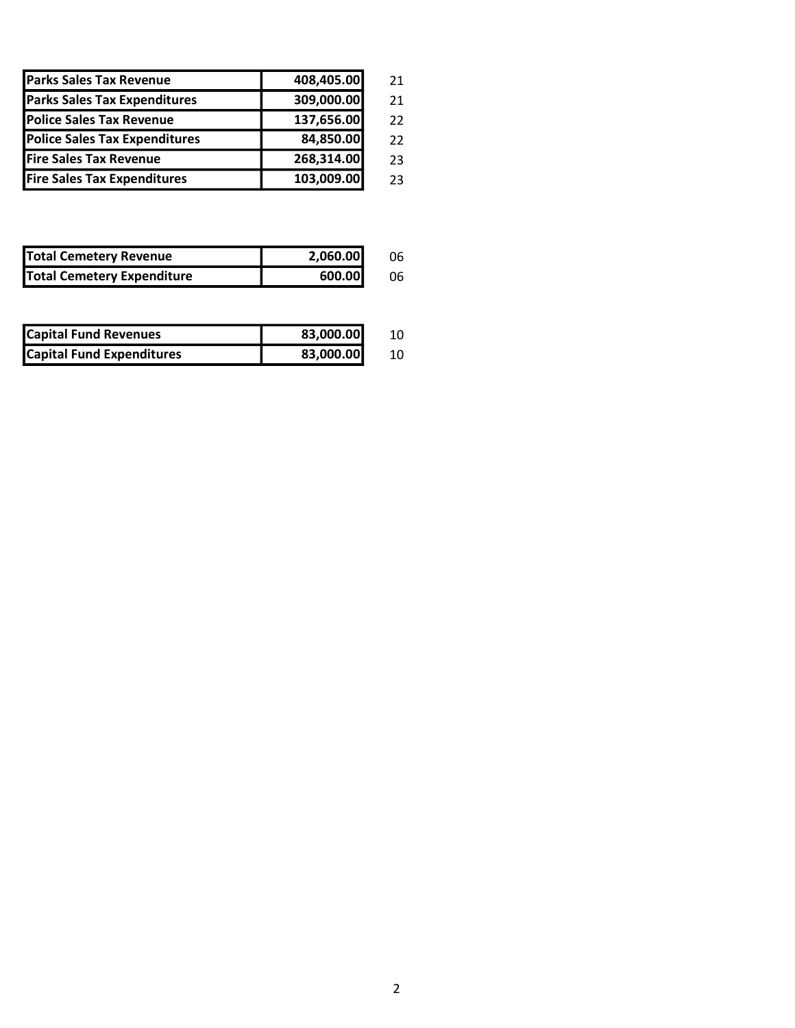| | | |
|---|---|---|
| **Parks Sales Tax Revenue** | **408,405.00** | 21 |
| **Parks Sales Tax Expenditures** | **309,000.00** | 21 |
| **Police Sales Tax Revenue** | **137,656.00** | 22 |
| **Police Sales Tax Expenditures** | **84,850.00** | 22 |
| **Fire Sales Tax Revenue** | **268,314.00** | 23 |
| **Fire Sales Tax Expenditures** | **103,009.00** | 23 |

| | | |
|---|---|---|
| **Total Cemetery Revenue** | **2,060.00** | 06 |
| **Total Cemetery Expenditure** | **600.00** | 06 |

| | | |
|---|---|---|
| **Capital Fund Revenues** | **83,000.00** | 10 |
| **Capital Fund Expenditures** | **83,000.00** | 10 |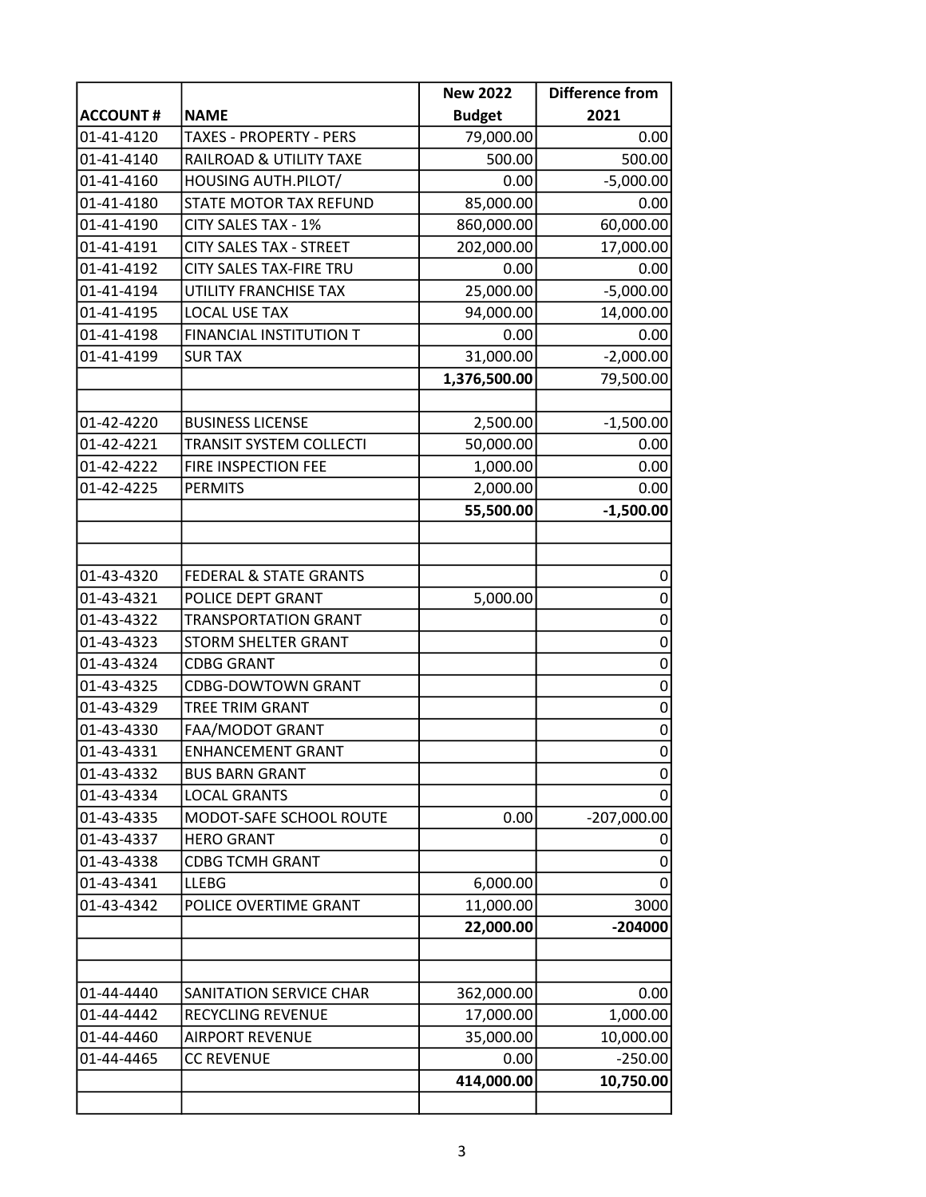| ACCOUNT # | NAME | New 2022 Budget | Difference from 2021 |
|---|---|---|---|
| 01-41-4120 | TAXES - PROPERTY - PERS | 79,000.00 | 0.00 |
| 01-41-4140 | RAILROAD & UTILITY TAXE | 500.00 | 500.00 |
| 01-41-4160 | HOUSING AUTH.PILOT/ | 0.00 | -5,000.00 |
| 01-41-4180 | STATE MOTOR TAX REFUND | 85,000.00 | 0.00 |
| 01-41-4190 | CITY SALES TAX - 1% | 860,000.00 | 60,000.00 |
| 01-41-4191 | CITY SALES TAX - STREET | 202,000.00 | 17,000.00 |
| 01-41-4192 | CITY SALES TAX-FIRE TRU | 0.00 | 0.00 |
| 01-41-4194 | UTILITY FRANCHISE TAX | 25,000.00 | -5,000.00 |
| 01-41-4195 | LOCAL USE TAX | 94,000.00 | 14,000.00 |
| 01-41-4198 | FINANCIAL INSTITUTION T | 0.00 | 0.00 |
| 01-41-4199 | SUR TAX | 31,000.00 | -2,000.00 |
| | | **1,376,500.00** | 79,500.00 |
| | | | |
| 01-42-4220 | BUSINESS LICENSE | 2,500.00 | -1,500.00 |
| 01-42-4221 | TRANSIT SYSTEM COLLECTI | 50,000.00 | 0.00 |
| 01-42-4222 | FIRE INSPECTION FEE | 1,000.00 | 0.00 |
| 01-42-4225 | PERMITS | 2,000.00 | 0.00 |
| | | **55,500.00** | **-1,500.00** |
| | | | |
| | | | |
| 01-43-4320 | FEDERAL & STATE GRANTS | | 0 |
| 01-43-4321 | POLICE DEPT GRANT | 5,000.00 | 0 |
| 01-43-4322 | TRANSPORTATION GRANT | | 0 |
| 01-43-4323 | STORM SHELTER GRANT | | 0 |
| 01-43-4324 | CDBG GRANT | | 0 |
| 01-43-4325 | CDBG-DOWTOWN GRANT | | 0 |
| 01-43-4329 | TREE TRIM GRANT | | 0 |
| 01-43-4330 | FAA/MODOT GRANT | | 0 |
| 01-43-4331 | ENHANCEMENT GRANT | | 0 |
| 01-43-4332 | BUS BARN GRANT | | 0 |
| 01-43-4334 | LOCAL GRANTS | | 0 |
| 01-43-4335 | MODOT-SAFE SCHOOL ROUTE | 0.00 | -207,000.00 |
| 01-43-4337 | HERO GRANT | | 0 |
| 01-43-4338 | CDBG TCMH GRANT | | 0 |
| 01-43-4341 | LLEBG | 6,000.00 | 0 |
| 01-43-4342 | POLICE OVERTIME GRANT | 11,000.00 | 3000 |
| | | **22,000.00** | **-204000** |
| | | | |
| | | | |
| 01-44-4440 | SANITATION SERVICE CHAR | 362,000.00 | 0.00 |
| 01-44-4442 | RECYCLING REVENUE | 17,000.00 | 1,000.00 |
| 01-44-4460 | AIRPORT REVENUE | 35,000.00 | 10,000.00 |
| 01-44-4465 | CC REVENUE | 0.00 | -250.00 |
| | | **414,000.00** | **10,750.00** |
| | | | |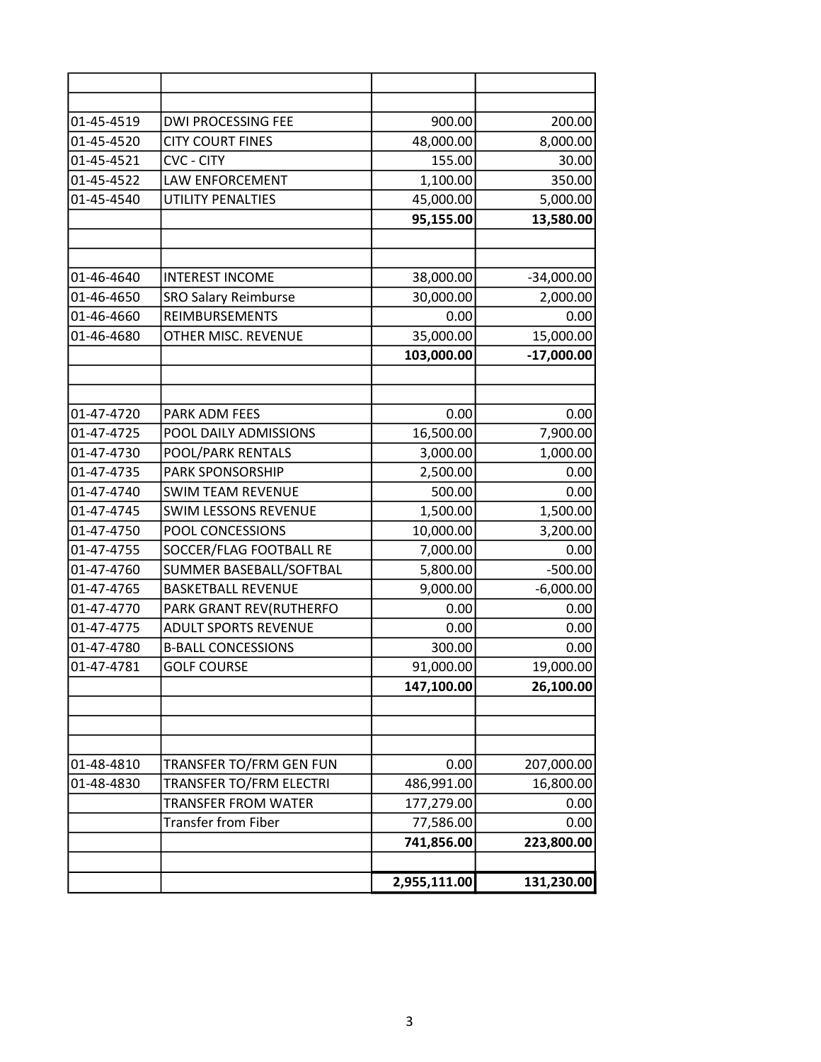| | | | |
|---|---|---|---|
| | | | |
| 01-45-4519 | DWI PROCESSING FEE | 900.00 | 200.00 |
| 01-45-4520 | CITY COURT FINES | 48,000.00 | 8,000.00 |
| 01-45-4521 | CVC - CITY | 155.00 | 30.00 |
| 01-45-4522 | LAW ENFORCEMENT | 1,100.00 | 350.00 |
| 01-45-4540 | UTILITY PENALTIES | 45,000.00 | 5,000.00 |
| | | **95,155.00** | **13,580.00** |
| | | | |
| | | | |
| 01-46-4640 | INTEREST INCOME | 38,000.00 | -34,000.00 |
| 01-46-4650 | SRO Salary Reimburse | 30,000.00 | 2,000.00 |
| 01-46-4660 | REIMBURSEMENTS | 0.00 | 0.00 |
| 01-46-4680 | OTHER MISC. REVENUE | 35,000.00 | 15,000.00 |
| | | **103,000.00** | **-17,000.00** |
| | | | |
| | | | |
| 01-47-4720 | PARK ADM FEES | 0.00 | 0.00 |
| 01-47-4725 | POOL DAILY ADMISSIONS | 16,500.00 | 7,900.00 |
| 01-47-4730 | POOL/PARK RENTALS | 3,000.00 | 1,000.00 |
| 01-47-4735 | PARK SPONSORSHIP | 2,500.00 | 0.00 |
| 01-47-4740 | SWIM TEAM REVENUE | 500.00 | 0.00 |
| 01-47-4745 | SWIM LESSONS REVENUE | 1,500.00 | 1,500.00 |
| 01-47-4750 | POOL CONCESSIONS | 10,000.00 | 3,200.00 |
| 01-47-4755 | SOCCER/FLAG FOOTBALL RE | 7,000.00 | 0.00 |
| 01-47-4760 | SUMMER BASEBALL/SOFTBAL | 5,800.00 | -500.00 |
| 01-47-4765 | BASKETBALL REVENUE | 9,000.00 | -6,000.00 |
| 01-47-4770 | PARK GRANT REV(RUTHERFO | 0.00 | 0.00 |
| 01-47-4775 | ADULT SPORTS REVENUE | 0.00 | 0.00 |
| 01-47-4780 | B-BALL CONCESSIONS | 300.00 | 0.00 |
| 01-47-4781 | GOLF COURSE | 91,000.00 | 19,000.00 |
| | | **147,100.00** | **26,100.00** |
| | | | |
| | | | |
| | | | |
| 01-48-4810 | TRANSFER TO/FRM GEN FUN | 0.00 | 207,000.00 |
| 01-48-4830 | TRANSFER TO/FRM ELECTRI | 486,991.00 | 16,800.00 |
| | TRANSFER FROM WATER | 177,279.00 | 0.00 |
| | Transfer from Fiber | 77,586.00 | 0.00 |
| | | **741,856.00** | **223,800.00** |
| | | | |
| | | **2,955,111.00** | **131,230.00** |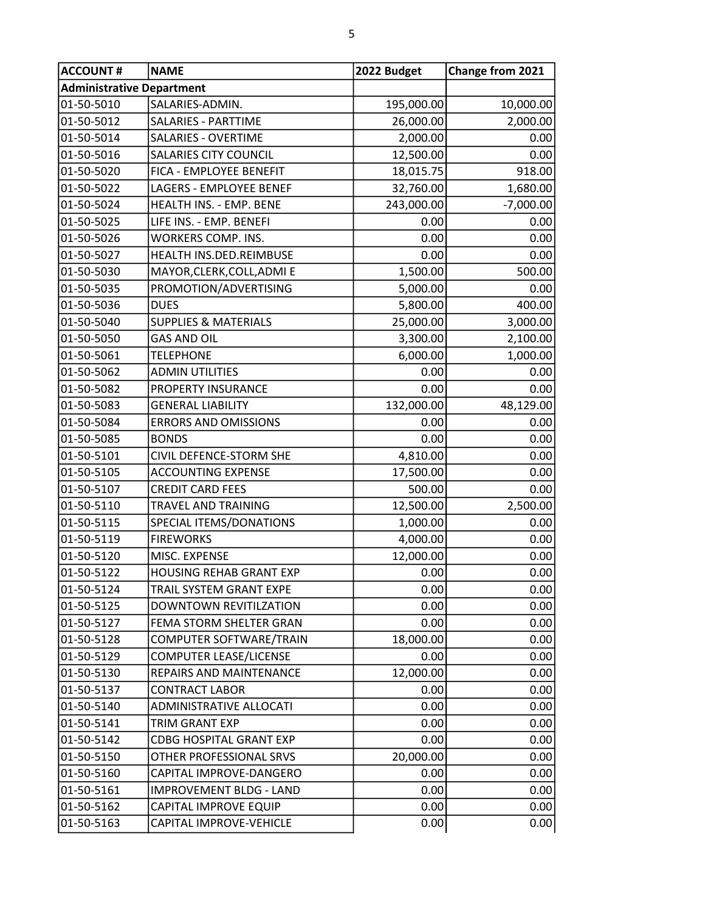| ACCOUNT # | NAME | 2022 Budget | Change from 2021 |
|---|---|---|---|
| **Administrative Department** | | | |
| 01-50-5010 | SALARIES-ADMIN. | 195,000.00 | 10,000.00 |
| 01-50-5012 | SALARIES - PARTTIME | 26,000.00 | 2,000.00 |
| 01-50-5014 | SALARIES - OVERTIME | 2,000.00 | 0.00 |
| 01-50-5016 | SALARIES CITY COUNCIL | 12,500.00 | 0.00 |
| 01-50-5020 | FICA - EMPLOYEE BENEFIT | 18,015.75 | 918.00 |
| 01-50-5022 | LAGERS - EMPLOYEE BENEF | 32,760.00 | 1,680.00 |
| 01-50-5024 | HEALTH INS. - EMP. BENE | 243,000.00 | -7,000.00 |
| 01-50-5025 | LIFE INS. - EMP. BENEFI | 0.00 | 0.00 |
| 01-50-5026 | WORKERS COMP. INS. | 0.00 | 0.00 |
| 01-50-5027 | HEALTH INS.DED.REIMBUSE | 0.00 | 0.00 |
| 01-50-5030 | MAYOR,CLERK,COLL,ADMI E | 1,500.00 | 500.00 |
| 01-50-5035 | PROMOTION/ADVERTISING | 5,000.00 | 0.00 |
| 01-50-5036 | DUES | 5,800.00 | 400.00 |
| 01-50-5040 | SUPPLIES & MATERIALS | 25,000.00 | 3,000.00 |
| 01-50-5050 | GAS AND OIL | 3,300.00 | 2,100.00 |
| 01-50-5061 | TELEPHONE | 6,000.00 | 1,000.00 |
| 01-50-5062 | ADMIN UTILITIES | 0.00 | 0.00 |
| 01-50-5082 | PROPERTY INSURANCE | 0.00 | 0.00 |
| 01-50-5083 | GENERAL LIABILITY | 132,000.00 | 48,129.00 |
| 01-50-5084 | ERRORS AND OMISSIONS | 0.00 | 0.00 |
| 01-50-5085 | BONDS | 0.00 | 0.00 |
| 01-50-5101 | CIVIL DEFENCE-STORM SHE | 4,810.00 | 0.00 |
| 01-50-5105 | ACCOUNTING EXPENSE | 17,500.00 | 0.00 |
| 01-50-5107 | CREDIT CARD FEES | 500.00 | 0.00 |
| 01-50-5110 | TRAVEL AND TRAINING | 12,500.00 | 2,500.00 |
| 01-50-5115 | SPECIAL ITEMS/DONATIONS | 1,000.00 | 0.00 |
| 01-50-5119 | FIREWORKS | 4,000.00 | 0.00 |
| 01-50-5120 | MISC. EXPENSE | 12,000.00 | 0.00 |
| 01-50-5122 | HOUSING REHAB GRANT EXP | 0.00 | 0.00 |
| 01-50-5124 | TRAIL SYSTEM GRANT EXPE | 0.00 | 0.00 |
| 01-50-5125 | DOWNTOWN REVITILZATION | 0.00 | 0.00 |
| 01-50-5127 | FEMA STORM SHELTER GRAN | 0.00 | 0.00 |
| 01-50-5128 | COMPUTER SOFTWARE/TRAIN | 18,000.00 | 0.00 |
| 01-50-5129 | COMPUTER LEASE/LICENSE | 0.00 | 0.00 |
| 01-50-5130 | REPAIRS AND MAINTENANCE | 12,000.00 | 0.00 |
| 01-50-5137 | CONTRACT LABOR | 0.00 | 0.00 |
| 01-50-5140 | ADMINISTRATIVE ALLOCATI | 0.00 | 0.00 |
| 01-50-5141 | TRIM GRANT EXP | 0.00 | 0.00 |
| 01-50-5142 | CDBG HOSPITAL GRANT EXP | 0.00 | 0.00 |
| 01-50-5150 | OTHER PROFESSIONAL SRVS | 20,000.00 | 0.00 |
| 01-50-5160 | CAPITAL IMPROVE-DANGERO | 0.00 | 0.00 |
| 01-50-5161 | IMPROVEMENT BLDG - LAND | 0.00 | 0.00 |
| 01-50-5162 | CAPITAL IMPROVE EQUIP | 0.00 | 0.00 |
| 01-50-5163 | CAPITAL IMPROVE-VEHICLE | 0.00 | 0.00 |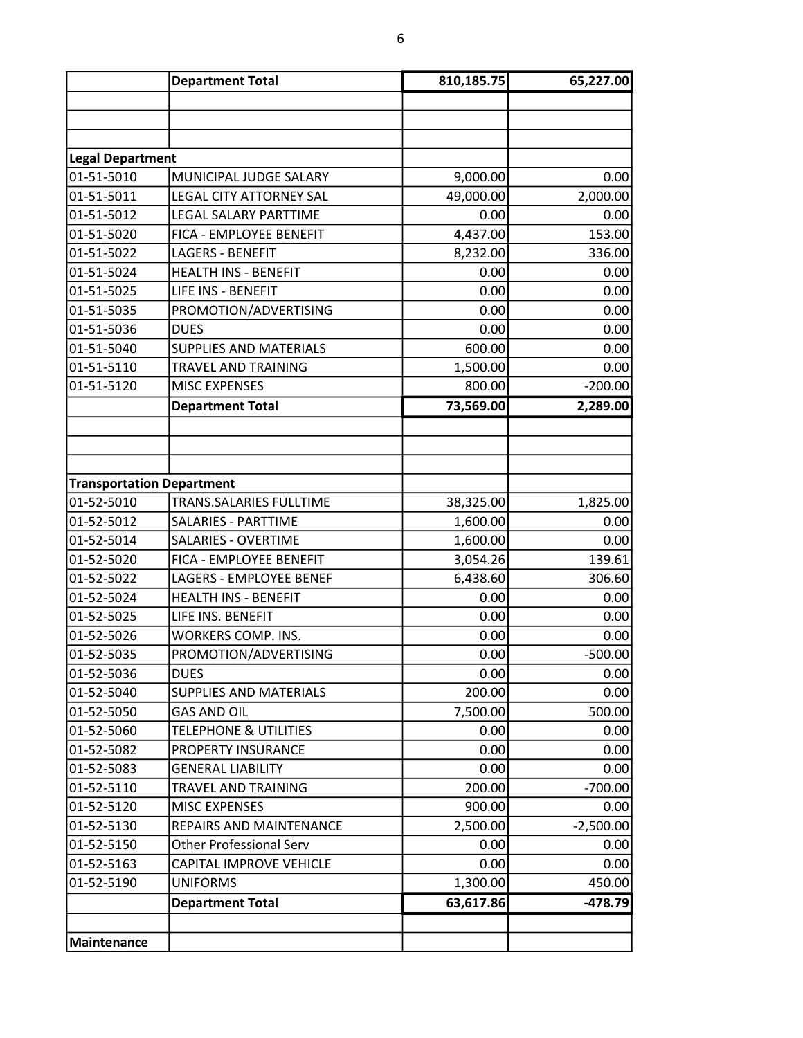| | | | |
|---|---|---|---|
| | **Department Total** | **810,185.75** | **65,227.00** |
| | | | |
| | | | |
| | | | |
| **Legal Department** | | | |
| 01-51-5010 | MUNICIPAL JUDGE SALARY | 9,000.00 | 0.00 |
| 01-51-5011 | LEGAL CITY ATTORNEY SAL | 49,000.00 | 2,000.00 |
| 01-51-5012 | LEGAL SALARY PARTTIME | 0.00 | 0.00 |
| 01-51-5020 | FICA - EMPLOYEE BENEFIT | 4,437.00 | 153.00 |
| 01-51-5022 | LAGERS - BENEFIT | 8,232.00 | 336.00 |
| 01-51-5024 | HEALTH INS - BENEFIT | 0.00 | 0.00 |
| 01-51-5025 | LIFE INS - BENEFIT | 0.00 | 0.00 |
| 01-51-5035 | PROMOTION/ADVERTISING | 0.00 | 0.00 |
| 01-51-5036 | DUES | 0.00 | 0.00 |
| 01-51-5040 | SUPPLIES AND MATERIALS | 600.00 | 0.00 |
| 01-51-5110 | TRAVEL AND TRAINING | 1,500.00 | 0.00 |
| 01-51-5120 | MISC EXPENSES | 800.00 | -200.00 |
| | **Department Total** | **73,569.00** | **2,289.00** |
| | | | |
| | | | |
| | | | |
| **Transportation Department** | | | |
| 01-52-5010 | TRANS.SALARIES FULLTIME | 38,325.00 | 1,825.00 |
| 01-52-5012 | SALARIES - PARTTIME | 1,600.00 | 0.00 |
| 01-52-5014 | SALARIES - OVERTIME | 1,600.00 | 0.00 |
| 01-52-5020 | FICA - EMPLOYEE BENEFIT | 3,054.26 | 139.61 |
| 01-52-5022 | LAGERS - EMPLOYEE BENEF | 6,438.60 | 306.60 |
| 01-52-5024 | HEALTH INS - BENEFIT | 0.00 | 0.00 |
| 01-52-5025 | LIFE INS. BENEFIT | 0.00 | 0.00 |
| 01-52-5026 | WORKERS COMP. INS. | 0.00 | 0.00 |
| 01-52-5035 | PROMOTION/ADVERTISING | 0.00 | -500.00 |
| 01-52-5036 | DUES | 0.00 | 0.00 |
| 01-52-5040 | SUPPLIES AND MATERIALS | 200.00 | 0.00 |
| 01-52-5050 | GAS AND OIL | 7,500.00 | 500.00 |
| 01-52-5060 | TELEPHONE & UTILITIES | 0.00 | 0.00 |
| 01-52-5082 | PROPERTY INSURANCE | 0.00 | 0.00 |
| 01-52-5083 | GENERAL LIABILITY | 0.00 | 0.00 |
| 01-52-5110 | TRAVEL AND TRAINING | 200.00 | -700.00 |
| 01-52-5120 | MISC EXPENSES | 900.00 | 0.00 |
| 01-52-5130 | REPAIRS AND MAINTENANCE | 2,500.00 | -2,500.00 |
| 01-52-5150 | Other Professional Serv | 0.00 | 0.00 |
| 01-52-5163 | CAPITAL IMPROVE VEHICLE | 0.00 | 0.00 |
| 01-52-5190 | UNIFORMS | 1,300.00 | 450.00 |
| | **Department Total** | **63,617.86** | **-478.79** |
| | | | |
| **Maintenance** | | | |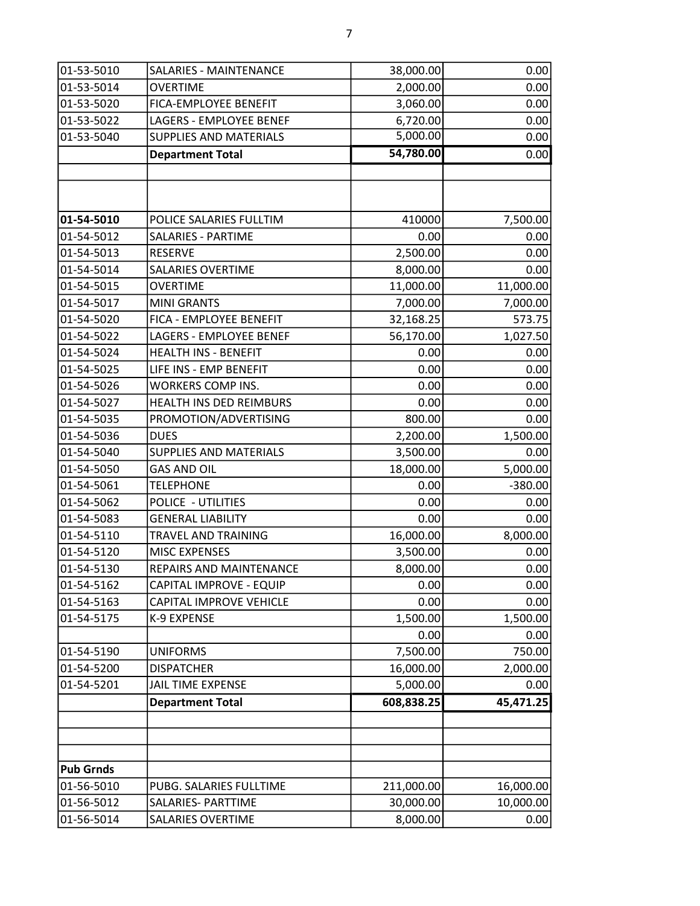| | | | |
|---|---|---|---|
| 01-53-5010 | SALARIES - MAINTENANCE | 38,000.00 | 0.00 |
| 01-53-5014 | OVERTIME | 2,000.00 | 0.00 |
| 01-53-5020 | FICA-EMPLOYEE BENEFIT | 3,060.00 | 0.00 |
| 01-53-5022 | LAGERS - EMPLOYEE BENEF | 6,720.00 | 0.00 |
| 01-53-5040 | SUPPLIES AND MATERIALS | 5,000.00 | 0.00 |
| | **Department Total** | **54,780.00** | 0.00 |
| | | | |
| | | | |
| **01-54-5010** | POLICE SALARIES FULLTIM | 410000 | 7,500.00 |
| 01-54-5012 | SALARIES - PARTIME | 0.00 | 0.00 |
| 01-54-5013 | RESERVE | 2,500.00 | 0.00 |
| 01-54-5014 | SALARIES OVERTIME | 8,000.00 | 0.00 |
| 01-54-5015 | OVERTIME | 11,000.00 | 11,000.00 |
| 01-54-5017 | MINI GRANTS | 7,000.00 | 7,000.00 |
| 01-54-5020 | FICA - EMPLOYEE BENEFIT | 32,168.25 | 573.75 |
| 01-54-5022 | LAGERS - EMPLOYEE BENEF | 56,170.00 | 1,027.50 |
| 01-54-5024 | HEALTH INS - BENEFIT | 0.00 | 0.00 |
| 01-54-5025 | LIFE INS - EMP BENEFIT | 0.00 | 0.00 |
| 01-54-5026 | WORKERS COMP INS. | 0.00 | 0.00 |
| 01-54-5027 | HEALTH INS DED REIMBURS | 0.00 | 0.00 |
| 01-54-5035 | PROMOTION/ADVERTISING | 800.00 | 0.00 |
| 01-54-5036 | DUES | 2,200.00 | 1,500.00 |
| 01-54-5040 | SUPPLIES AND MATERIALS | 3,500.00 | 0.00 |
| 01-54-5050 | GAS AND OIL | 18,000.00 | 5,000.00 |
| 01-54-5061 | TELEPHONE | 0.00 | -380.00 |
| 01-54-5062 | POLICE - UTILITIES | 0.00 | 0.00 |
| 01-54-5083 | GENERAL LIABILITY | 0.00 | 0.00 |
| 01-54-5110 | TRAVEL AND TRAINING | 16,000.00 | 8,000.00 |
| 01-54-5120 | MISC EXPENSES | 3,500.00 | 0.00 |
| 01-54-5130 | REPAIRS AND MAINTENANCE | 8,000.00 | 0.00 |
| 01-54-5162 | CAPITAL IMPROVE - EQUIP | 0.00 | 0.00 |
| 01-54-5163 | CAPITAL IMPROVE VEHICLE | 0.00 | 0.00 |
| 01-54-5175 | K-9 EXPENSE | 1,500.00 | 1,500.00 |
| | | 0.00 | 0.00 |
| 01-54-5190 | UNIFORMS | 7,500.00 | 750.00 |
| 01-54-5200 | DISPATCHER | 16,000.00 | 2,000.00 |
| 01-54-5201 | JAIL TIME EXPENSE | 5,000.00 | 0.00 |
| | **Department Total** | **608,838.25** | **45,471.25** |
| | | | |
| | | | |
| | | | |
| **Pub Grnds** | | | |
| 01-56-5010 | PUBG. SALARIES FULLTIME | 211,000.00 | 16,000.00 |
| 01-56-5012 | SALARIES- PARTTIME | 30,000.00 | 10,000.00 |
| 01-56-5014 | SALARIES OVERTIME | 8,000.00 | 0.00 |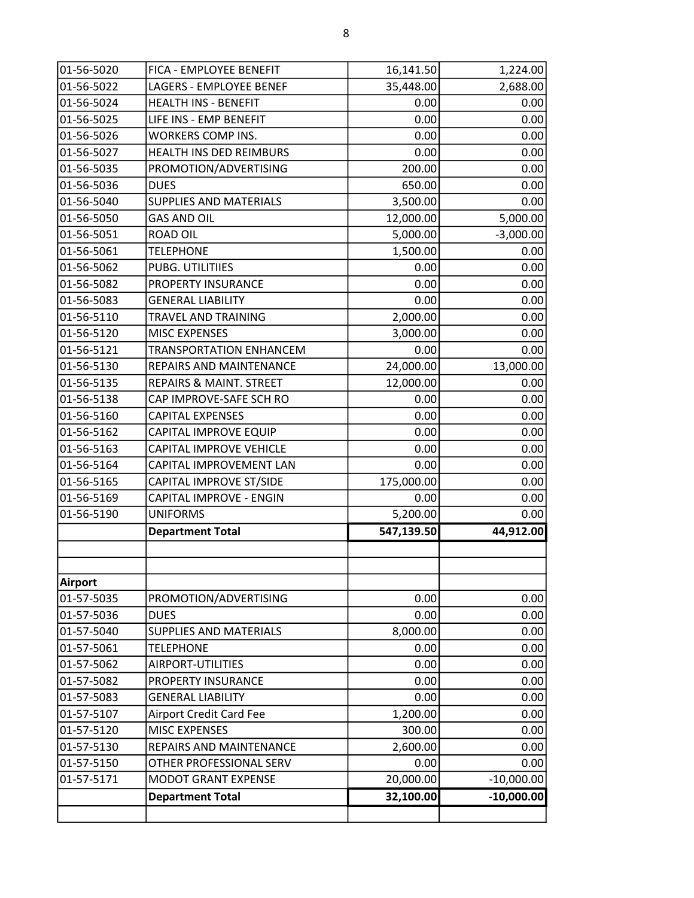| | | | |
|---|---|---|---|
| 01-56-5020 | FICA - EMPLOYEE BENEFIT | 16,141.50 | 1,224.00 |
| 01-56-5022 | LAGERS - EMPLOYEE BENEF | 35,448.00 | 2,688.00 |
| 01-56-5024 | HEALTH INS - BENEFIT | 0.00 | 0.00 |
| 01-56-5025 | LIFE INS - EMP BENEFIT | 0.00 | 0.00 |
| 01-56-5026 | WORKERS COMP INS. | 0.00 | 0.00 |
| 01-56-5027 | HEALTH INS DED REIMBURS | 0.00 | 0.00 |
| 01-56-5035 | PROMOTION/ADVERTISING | 200.00 | 0.00 |
| 01-56-5036 | DUES | 650.00 | 0.00 |
| 01-56-5040 | SUPPLIES AND MATERIALS | 3,500.00 | 0.00 |
| 01-56-5050 | GAS AND OIL | 12,000.00 | 5,000.00 |
| 01-56-5051 | ROAD OIL | 5,000.00 | -3,000.00 |
| 01-56-5061 | TELEPHONE | 1,500.00 | 0.00 |
| 01-56-5062 | PUBG. UTILITIIES | 0.00 | 0.00 |
| 01-56-5082 | PROPERTY INSURANCE | 0.00 | 0.00 |
| 01-56-5083 | GENERAL LIABILITY | 0.00 | 0.00 |
| 01-56-5110 | TRAVEL AND TRAINING | 2,000.00 | 0.00 |
| 01-56-5120 | MISC EXPENSES | 3,000.00 | 0.00 |
| 01-56-5121 | TRANSPORTATION ENHANCEM | 0.00 | 0.00 |
| 01-56-5130 | REPAIRS AND MAINTENANCE | 24,000.00 | 13,000.00 |
| 01-56-5135 | REPAIRS & MAINT. STREET | 12,000.00 | 0.00 |
| 01-56-5138 | CAP IMPROVE-SAFE SCH RO | 0.00 | 0.00 |
| 01-56-5160 | CAPITAL EXPENSES | 0.00 | 0.00 |
| 01-56-5162 | CAPITAL IMPROVE EQUIP | 0.00 | 0.00 |
| 01-56-5163 | CAPITAL IMPROVE VEHICLE | 0.00 | 0.00 |
| 01-56-5164 | CAPITAL IMPROVEMENT LAN | 0.00 | 0.00 |
| 01-56-5165 | CAPITAL IMPROVE ST/SIDE | 175,000.00 | 0.00 |
| 01-56-5169 | CAPITAL IMPROVE - ENGIN | 0.00 | 0.00 |
| 01-56-5190 | UNIFORMS | 5,200.00 | 0.00 |
| | **Department Total** | **547,139.50** | **44,912.00** |
| | | | |
| | | | |
| **Airport** | | | |
| 01-57-5035 | PROMOTION/ADVERTISING | 0.00 | 0.00 |
| 01-57-5036 | DUES | 0.00 | 0.00 |
| 01-57-5040 | SUPPLIES AND MATERIALS | 8,000.00 | 0.00 |
| 01-57-5061 | TELEPHONE | 0.00 | 0.00 |
| 01-57-5062 | AIRPORT-UTILITIES | 0.00 | 0.00 |
| 01-57-5082 | PROPERTY INSURANCE | 0.00 | 0.00 |
| 01-57-5083 | GENERAL LIABILITY | 0.00 | 0.00 |
| 01-57-5107 | Airport Credit Card Fee | 1,200.00 | 0.00 |
| 01-57-5120 | MISC EXPENSES | 300.00 | 0.00 |
| 01-57-5130 | REPAIRS AND MAINTENANCE | 2,600.00 | 0.00 |
| 01-57-5150 | OTHER PROFESSIONAL SERV | 0.00 | 0.00 |
| 01-57-5171 | MODOT GRANT EXPENSE | 20,000.00 | -10,000.00 |
| | **Department Total** | **32,100.00** | **-10,000.00** |
| | | | |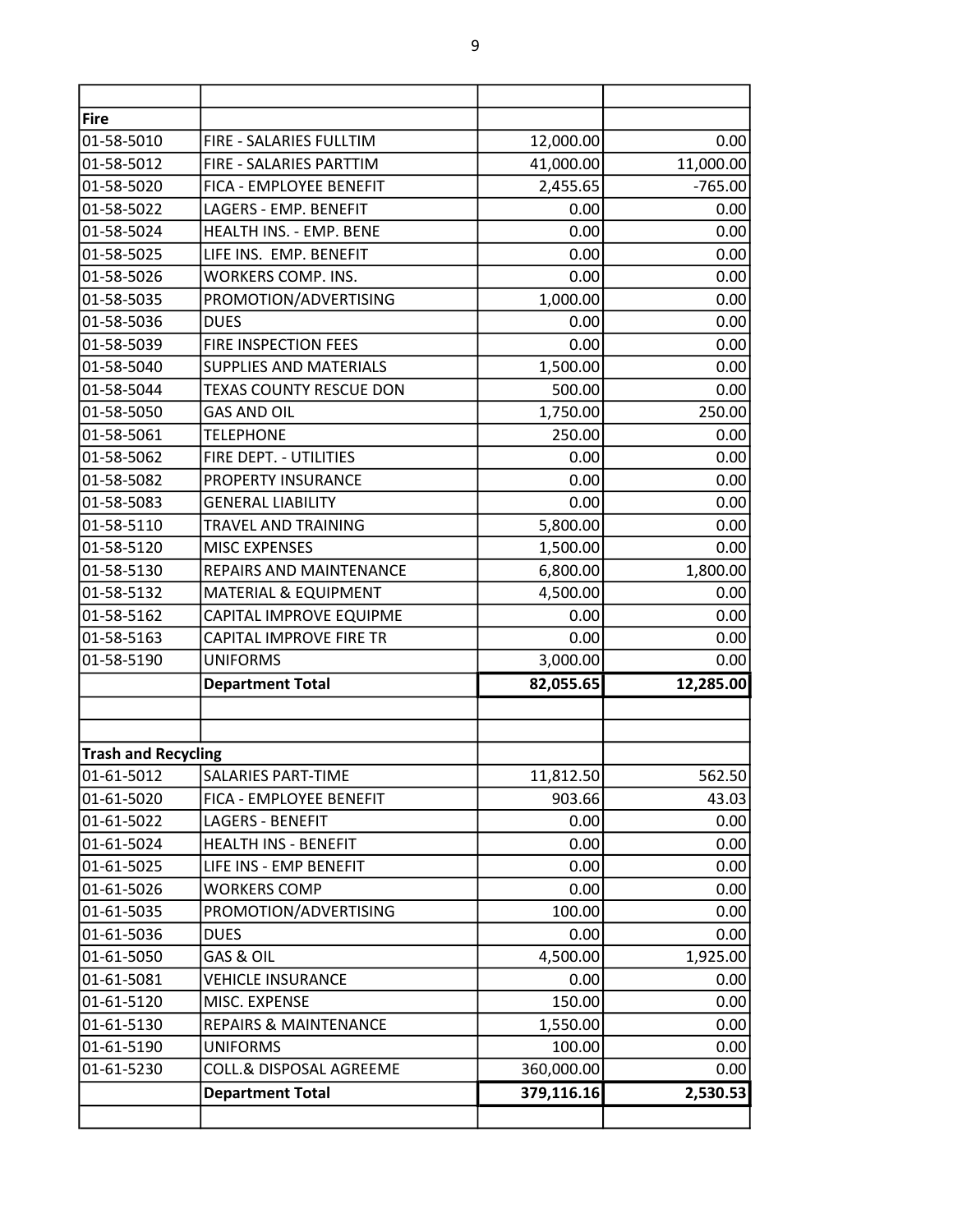| | | | |
|---|---|---|---|
| **Fire** | | | |
| 01-58-5010 | FIRE - SALARIES FULLTIM | 12,000.00 | 0.00 |
| 01-58-5012 | FIRE - SALARIES PARTTIM | 41,000.00 | 11,000.00 |
| 01-58-5020 | FICA - EMPLOYEE BENEFIT | 2,455.65 | -765.00 |
| 01-58-5022 | LAGERS - EMP. BENEFIT | 0.00 | 0.00 |
| 01-58-5024 | HEALTH INS. - EMP. BENE | 0.00 | 0.00 |
| 01-58-5025 | LIFE INS. EMP. BENEFIT | 0.00 | 0.00 |
| 01-58-5026 | WORKERS COMP. INS. | 0.00 | 0.00 |
| 01-58-5035 | PROMOTION/ADVERTISING | 1,000.00 | 0.00 |
| 01-58-5036 | DUES | 0.00 | 0.00 |
| 01-58-5039 | FIRE INSPECTION FEES | 0.00 | 0.00 |
| 01-58-5040 | SUPPLIES AND MATERIALS | 1,500.00 | 0.00 |
| 01-58-5044 | TEXAS COUNTY RESCUE DON | 500.00 | 0.00 |
| 01-58-5050 | GAS AND OIL | 1,750.00 | 250.00 |
| 01-58-5061 | TELEPHONE | 250.00 | 0.00 |
| 01-58-5062 | FIRE DEPT. - UTILITIES | 0.00 | 0.00 |
| 01-58-5082 | PROPERTY INSURANCE | 0.00 | 0.00 |
| 01-58-5083 | GENERAL LIABILITY | 0.00 | 0.00 |
| 01-58-5110 | TRAVEL AND TRAINING | 5,800.00 | 0.00 |
| 01-58-5120 | MISC EXPENSES | 1,500.00 | 0.00 |
| 01-58-5130 | REPAIRS AND MAINTENANCE | 6,800.00 | 1,800.00 |
| 01-58-5132 | MATERIAL & EQUIPMENT | 4,500.00 | 0.00 |
| 01-58-5162 | CAPITAL IMPROVE EQUIPME | 0.00 | 0.00 |
| 01-58-5163 | CAPITAL IMPROVE FIRE TR | 0.00 | 0.00 |
| 01-58-5190 | UNIFORMS | 3,000.00 | 0.00 |
| | **Department Total** | **82,055.65** | **12,285.00** |
| | | | |
| | | | |
| **Trash and Recycling** | | | |
| 01-61-5012 | SALARIES PART-TIME | 11,812.50 | 562.50 |
| 01-61-5020 | FICA - EMPLOYEE BENEFIT | 903.66 | 43.03 |
| 01-61-5022 | LAGERS - BENEFIT | 0.00 | 0.00 |
| 01-61-5024 | HEALTH INS - BENEFIT | 0.00 | 0.00 |
| 01-61-5025 | LIFE INS - EMP BENEFIT | 0.00 | 0.00 |
| 01-61-5026 | WORKERS COMP | 0.00 | 0.00 |
| 01-61-5035 | PROMOTION/ADVERTISING | 100.00 | 0.00 |
| 01-61-5036 | DUES | 0.00 | 0.00 |
| 01-61-5050 | GAS & OIL | 4,500.00 | 1,925.00 |
| 01-61-5081 | VEHICLE INSURANCE | 0.00 | 0.00 |
| 01-61-5120 | MISC. EXPENSE | 150.00 | 0.00 |
| 01-61-5130 | REPAIRS & MAINTENANCE | 1,550.00 | 0.00 |
| 01-61-5190 | UNIFORMS | 100.00 | 0.00 |
| 01-61-5230 | COLL.& DISPOSAL AGREEME | 360,000.00 | 0.00 |
| | **Department Total** | **379,116.16** | **2,530.53** |
| | | | |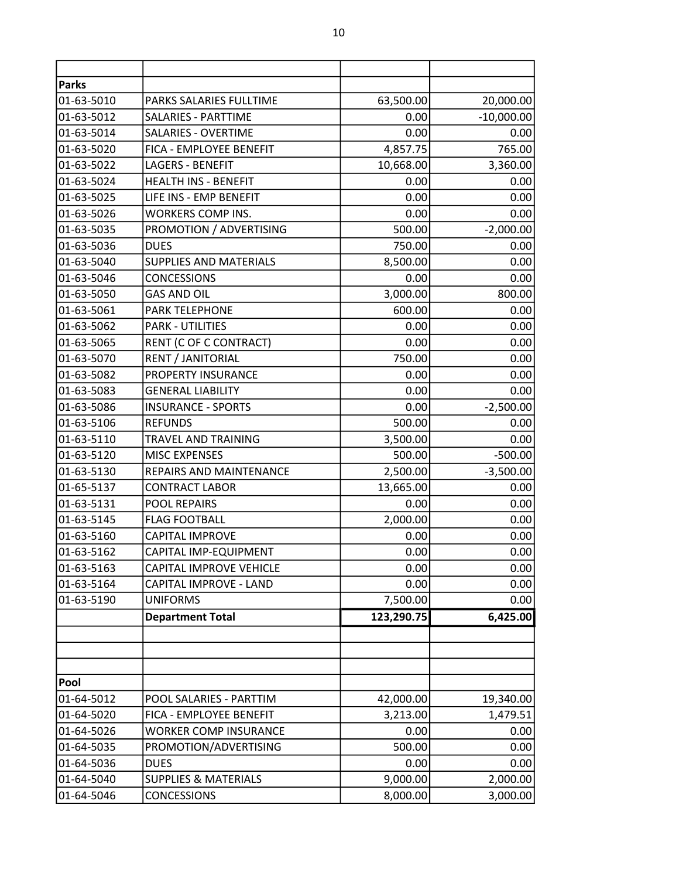| | | | |
|---|---|---|---|
| **Parks** | | | |
| 01-63-5010 | PARKS SALARIES FULLTIME | 63,500.00 | 20,000.00 |
| 01-63-5012 | SALARIES - PARTTIME | 0.00 | -10,000.00 |
| 01-63-5014 | SALARIES - OVERTIME | 0.00 | 0.00 |
| 01-63-5020 | FICA - EMPLOYEE BENEFIT | 4,857.75 | 765.00 |
| 01-63-5022 | LAGERS - BENEFIT | 10,668.00 | 3,360.00 |
| 01-63-5024 | HEALTH INS - BENEFIT | 0.00 | 0.00 |
| 01-63-5025 | LIFE INS - EMP BENEFIT | 0.00 | 0.00 |
| 01-63-5026 | WORKERS COMP INS. | 0.00 | 0.00 |
| 01-63-5035 | PROMOTION / ADVERTISING | 500.00 | -2,000.00 |
| 01-63-5036 | DUES | 750.00 | 0.00 |
| 01-63-5040 | SUPPLIES AND MATERIALS | 8,500.00 | 0.00 |
| 01-63-5046 | CONCESSIONS | 0.00 | 0.00 |
| 01-63-5050 | GAS AND OIL | 3,000.00 | 800.00 |
| 01-63-5061 | PARK TELEPHONE | 600.00 | 0.00 |
| 01-63-5062 | PARK - UTILITIES | 0.00 | 0.00 |
| 01-63-5065 | RENT (C OF C CONTRACT) | 0.00 | 0.00 |
| 01-63-5070 | RENT / JANITORIAL | 750.00 | 0.00 |
| 01-63-5082 | PROPERTY INSURANCE | 0.00 | 0.00 |
| 01-63-5083 | GENERAL LIABILITY | 0.00 | 0.00 |
| 01-63-5086 | INSURANCE - SPORTS | 0.00 | -2,500.00 |
| 01-63-5106 | REFUNDS | 500.00 | 0.00 |
| 01-63-5110 | TRAVEL AND TRAINING | 3,500.00 | 0.00 |
| 01-63-5120 | MISC EXPENSES | 500.00 | -500.00 |
| 01-63-5130 | REPAIRS AND MAINTENANCE | 2,500.00 | -3,500.00 |
| 01-65-5137 | CONTRACT LABOR | 13,665.00 | 0.00 |
| 01-63-5131 | POOL REPAIRS | 0.00 | 0.00 |
| 01-63-5145 | FLAG FOOTBALL | 2,000.00 | 0.00 |
| 01-63-5160 | CAPITAL IMPROVE | 0.00 | 0.00 |
| 01-63-5162 | CAPITAL IMP-EQUIPMENT | 0.00 | 0.00 |
| 01-63-5163 | CAPITAL IMPROVE VEHICLE | 0.00 | 0.00 |
| 01-63-5164 | CAPITAL IMPROVE - LAND | 0.00 | 0.00 |
| 01-63-5190 | UNIFORMS | 7,500.00 | 0.00 |
| | **Department Total** | **123,290.75** | **6,425.00** |
| | | | |
| | | | |
| | | | |
| **Pool** | | | |
| 01-64-5012 | POOL SALARIES - PARTTIM | 42,000.00 | 19,340.00 |
| 01-64-5020 | FICA - EMPLOYEE BENEFIT | 3,213.00 | 1,479.51 |
| 01-64-5026 | WORKER COMP INSURANCE | 0.00 | 0.00 |
| 01-64-5035 | PROMOTION/ADVERTISING | 500.00 | 0.00 |
| 01-64-5036 | DUES | 0.00 | 0.00 |
| 01-64-5040 | SUPPLIES & MATERIALS | 9,000.00 | 2,000.00 |
| 01-64-5046 | CONCESSIONS | 8,000.00 | 3,000.00 |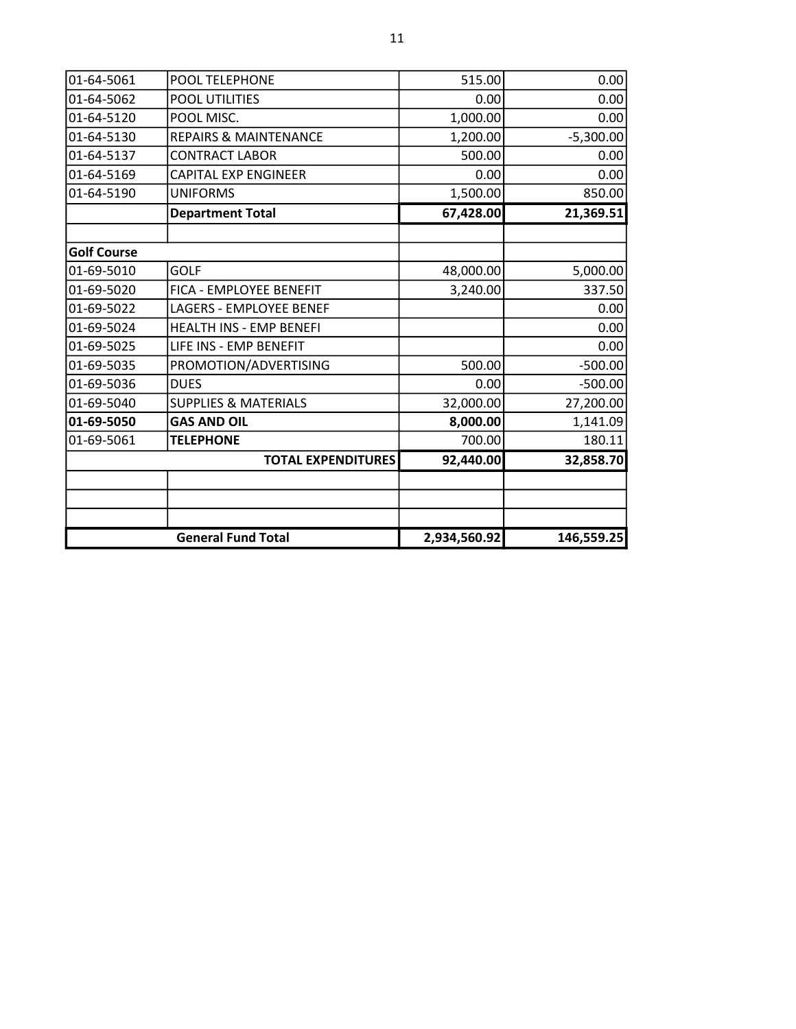| | | | |
|---|---|---|---|
| 01-64-5061 | POOL TELEPHONE | 515.00 | 0.00 |
| 01-64-5062 | POOL UTILITIES | 0.00 | 0.00 |
| 01-64-5120 | POOL MISC. | 1,000.00 | 0.00 |
| 01-64-5130 | REPAIRS & MAINTENANCE | 1,200.00 | -5,300.00 |
| 01-64-5137 | CONTRACT LABOR | 500.00 | 0.00 |
| 01-64-5169 | CAPITAL EXP ENGINEER | 0.00 | 0.00 |
| 01-64-5190 | UNIFORMS | 1,500.00 | 850.00 |
| | **Department Total** | **67,428.00** | **21,369.51** |
| | | | |
| **Golf Course** | | | |
| 01-69-5010 | GOLF | 48,000.00 | 5,000.00 |
| 01-69-5020 | FICA - EMPLOYEE BENEFIT | 3,240.00 | 337.50 |
| 01-69-5022 | LAGERS - EMPLOYEE BENEF | | 0.00 |
| 01-69-5024 | HEALTH INS - EMP BENEFI | | 0.00 |
| 01-69-5025 | LIFE INS - EMP BENEFIT | | 0.00 |
| 01-69-5035 | PROMOTION/ADVERTISING | 500.00 | -500.00 |
| 01-69-5036 | DUES | 0.00 | -500.00 |
| 01-69-5040 | SUPPLIES & MATERIALS | 32,000.00 | 27,200.00 |
| **01-69-5050** | **GAS AND OIL** | **8,000.00** | 1,141.09 |
| 01-69-5061 | **TELEPHONE** | 700.00 | 180.11 |
| | **TOTAL EXPENDITURES** | **92,440.00** | **32,858.70** |
| | | | |
| | | | |
| | | | |
| | **General Fund Total** | **2,934,560.92** | **146,559.25** |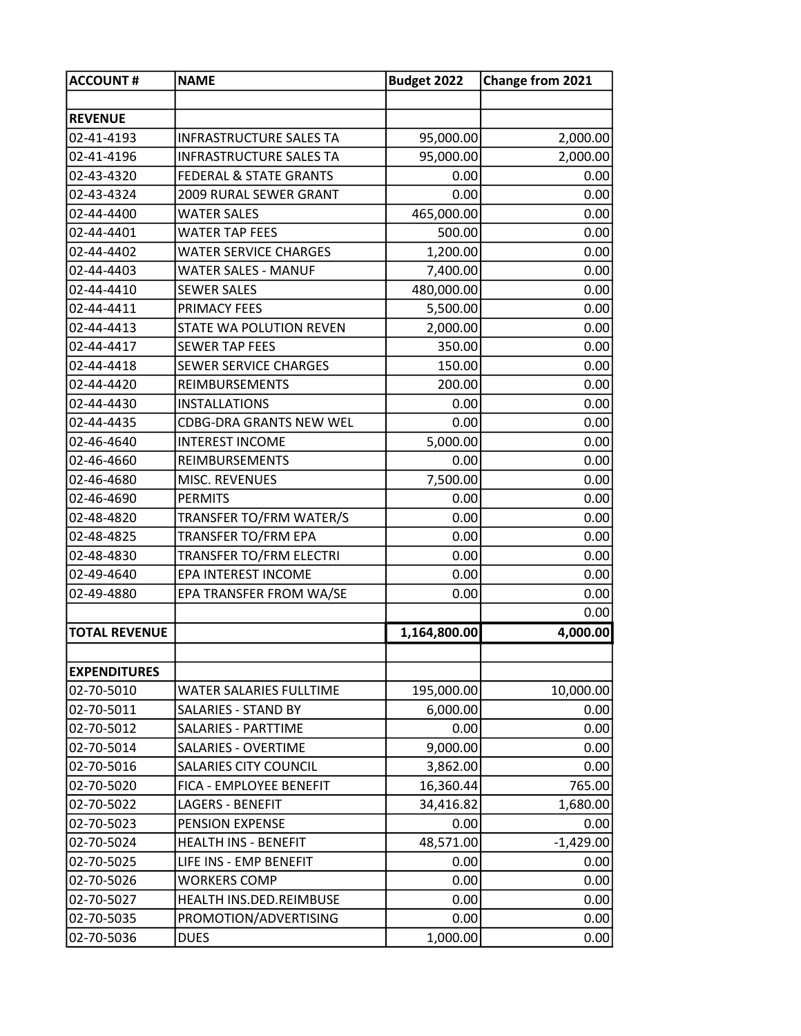| ACCOUNT # | NAME | Budget 2022 | Change from 2021 |
|---|---|---|---|
| | | | |
| **REVENUE** | | | |
| 02-41-4193 | INFRASTRUCTURE SALES TA | 95,000.00 | 2,000.00 |
| 02-41-4196 | INFRASTRUCTURE SALES TA | 95,000.00 | 2,000.00 |
| 02-43-4320 | FEDERAL & STATE GRANTS | 0.00 | 0.00 |
| 02-43-4324 | 2009 RURAL SEWER GRANT | 0.00 | 0.00 |
| 02-44-4400 | WATER SALES | 465,000.00 | 0.00 |
| 02-44-4401 | WATER TAP FEES | 500.00 | 0.00 |
| 02-44-4402 | WATER SERVICE CHARGES | 1,200.00 | 0.00 |
| 02-44-4403 | WATER SALES - MANUF | 7,400.00 | 0.00 |
| 02-44-4410 | SEWER SALES | 480,000.00 | 0.00 |
| 02-44-4411 | PRIMACY FEES | 5,500.00 | 0.00 |
| 02-44-4413 | STATE WA POLUTION REVEN | 2,000.00 | 0.00 |
| 02-44-4417 | SEWER TAP FEES | 350.00 | 0.00 |
| 02-44-4418 | SEWER SERVICE CHARGES | 150.00 | 0.00 |
| 02-44-4420 | REIMBURSEMENTS | 200.00 | 0.00 |
| 02-44-4430 | INSTALLATIONS | 0.00 | 0.00 |
| 02-44-4435 | CDBG-DRA GRANTS NEW WEL | 0.00 | 0.00 |
| 02-46-4640 | INTEREST INCOME | 5,000.00 | 0.00 |
| 02-46-4660 | REIMBURSEMENTS | 0.00 | 0.00 |
| 02-46-4680 | MISC. REVENUES | 7,500.00 | 0.00 |
| 02-46-4690 | PERMITS | 0.00 | 0.00 |
| 02-48-4820 | TRANSFER TO/FRM WATER/S | 0.00 | 0.00 |
| 02-48-4825 | TRANSFER TO/FRM EPA | 0.00 | 0.00 |
| 02-48-4830 | TRANSFER TO/FRM ELECTRI | 0.00 | 0.00 |
| 02-49-4640 | EPA INTEREST INCOME | 0.00 | 0.00 |
| 02-49-4880 | EPA TRANSFER FROM WA/SE | 0.00 | 0.00 |
| | | | 0.00 |
| **TOTAL REVENUE** | | **1,164,800.00** | **4,000.00** |
| | | | |
| **EXPENDITURES** | | | |
| 02-70-5010 | WATER SALARIES FULLTIME | 195,000.00 | 10,000.00 |
| 02-70-5011 | SALARIES - STAND BY | 6,000.00 | 0.00 |
| 02-70-5012 | SALARIES - PARTTIME | 0.00 | 0.00 |
| 02-70-5014 | SALARIES - OVERTIME | 9,000.00 | 0.00 |
| 02-70-5016 | SALARIES CITY COUNCIL | 3,862.00 | 0.00 |
| 02-70-5020 | FICA - EMPLOYEE BENEFIT | 16,360.44 | 765.00 |
| 02-70-5022 | LAGERS - BENEFIT | 34,416.82 | 1,680.00 |
| 02-70-5023 | PENSION EXPENSE | 0.00 | 0.00 |
| 02-70-5024 | HEALTH INS - BENEFIT | 48,571.00 | -1,429.00 |
| 02-70-5025 | LIFE INS - EMP BENEFIT | 0.00 | 0.00 |
| 02-70-5026 | WORKERS COMP | 0.00 | 0.00 |
| 02-70-5027 | HEALTH INS.DED.REIMBUSE | 0.00 | 0.00 |
| 02-70-5035 | PROMOTION/ADVERTISING | 0.00 | 0.00 |
| 02-70-5036 | DUES | 1,000.00 | 0.00 |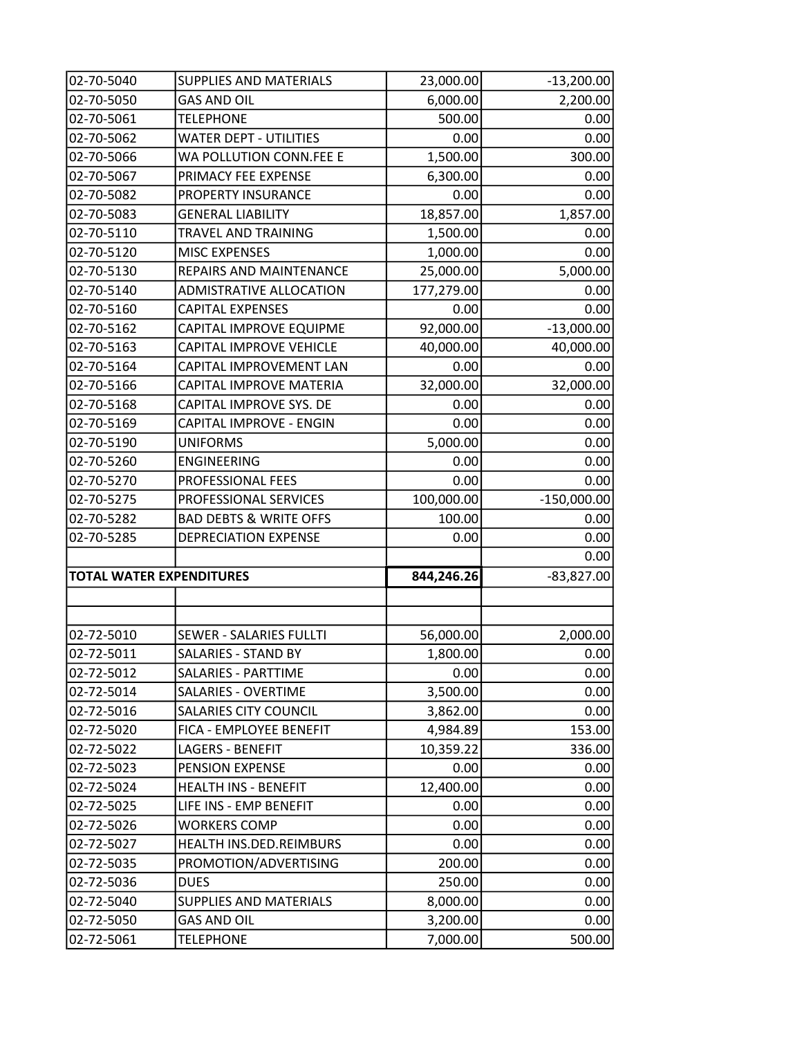| | | | |
|---|---|---|---|
| 02-70-5040 | SUPPLIES AND MATERIALS | 23,000.00 | -13,200.00 |
| 02-70-5050 | GAS AND OIL | 6,000.00 | 2,200.00 |
| 02-70-5061 | TELEPHONE | 500.00 | 0.00 |
| 02-70-5062 | WATER DEPT - UTILITIES | 0.00 | 0.00 |
| 02-70-5066 | WA POLLUTION CONN.FEE E | 1,500.00 | 300.00 |
| 02-70-5067 | PRIMACY FEE EXPENSE | 6,300.00 | 0.00 |
| 02-70-5082 | PROPERTY INSURANCE | 0.00 | 0.00 |
| 02-70-5083 | GENERAL LIABILITY | 18,857.00 | 1,857.00 |
| 02-70-5110 | TRAVEL AND TRAINING | 1,500.00 | 0.00 |
| 02-70-5120 | MISC EXPENSES | 1,000.00 | 0.00 |
| 02-70-5130 | REPAIRS AND MAINTENANCE | 25,000.00 | 5,000.00 |
| 02-70-5140 | ADMISTRATIVE ALLOCATION | 177,279.00 | 0.00 |
| 02-70-5160 | CAPITAL EXPENSES | 0.00 | 0.00 |
| 02-70-5162 | CAPITAL IMPROVE EQUIPME | 92,000.00 | -13,000.00 |
| 02-70-5163 | CAPITAL IMPROVE VEHICLE | 40,000.00 | 40,000.00 |
| 02-70-5164 | CAPITAL IMPROVEMENT LAN | 0.00 | 0.00 |
| 02-70-5166 | CAPITAL IMPROVE MATERIA | 32,000.00 | 32,000.00 |
| 02-70-5168 | CAPITAL IMPROVE SYS. DE | 0.00 | 0.00 |
| 02-70-5169 | CAPITAL IMPROVE - ENGIN | 0.00 | 0.00 |
| 02-70-5190 | UNIFORMS | 5,000.00 | 0.00 |
| 02-70-5260 | ENGINEERING | 0.00 | 0.00 |
| 02-70-5270 | PROFESSIONAL FEES | 0.00 | 0.00 |
| 02-70-5275 | PROFESSIONAL SERVICES | 100,000.00 | -150,000.00 |
| 02-70-5282 | BAD DEBTS & WRITE OFFS | 100.00 | 0.00 |
| 02-70-5285 | DEPRECIATION EXPENSE | 0.00 | 0.00 |
| | | | 0.00 |
| **TOTAL WATER EXPENDITURES** | | **844,246.26** | -83,827.00 |
| | | | |
| | | | |
| 02-72-5010 | SEWER - SALARIES FULLTI | 56,000.00 | 2,000.00 |
| 02-72-5011 | SALARIES - STAND BY | 1,800.00 | 0.00 |
| 02-72-5012 | SALARIES - PARTTIME | 0.00 | 0.00 |
| 02-72-5014 | SALARIES - OVERTIME | 3,500.00 | 0.00 |
| 02-72-5016 | SALARIES CITY COUNCIL | 3,862.00 | 0.00 |
| 02-72-5020 | FICA - EMPLOYEE BENEFIT | 4,984.89 | 153.00 |
| 02-72-5022 | LAGERS - BENEFIT | 10,359.22 | 336.00 |
| 02-72-5023 | PENSION EXPENSE | 0.00 | 0.00 |
| 02-72-5024 | HEALTH INS - BENEFIT | 12,400.00 | 0.00 |
| 02-72-5025 | LIFE INS - EMP BENEFIT | 0.00 | 0.00 |
| 02-72-5026 | WORKERS COMP | 0.00 | 0.00 |
| 02-72-5027 | HEALTH INS.DED.REIMBURS | 0.00 | 0.00 |
| 02-72-5035 | PROMOTION/ADVERTISING | 200.00 | 0.00 |
| 02-72-5036 | DUES | 250.00 | 0.00 |
| 02-72-5040 | SUPPLIES AND MATERIALS | 8,000.00 | 0.00 |
| 02-72-5050 | GAS AND OIL | 3,200.00 | 0.00 |
| 02-72-5061 | TELEPHONE | 7,000.00 | 500.00 |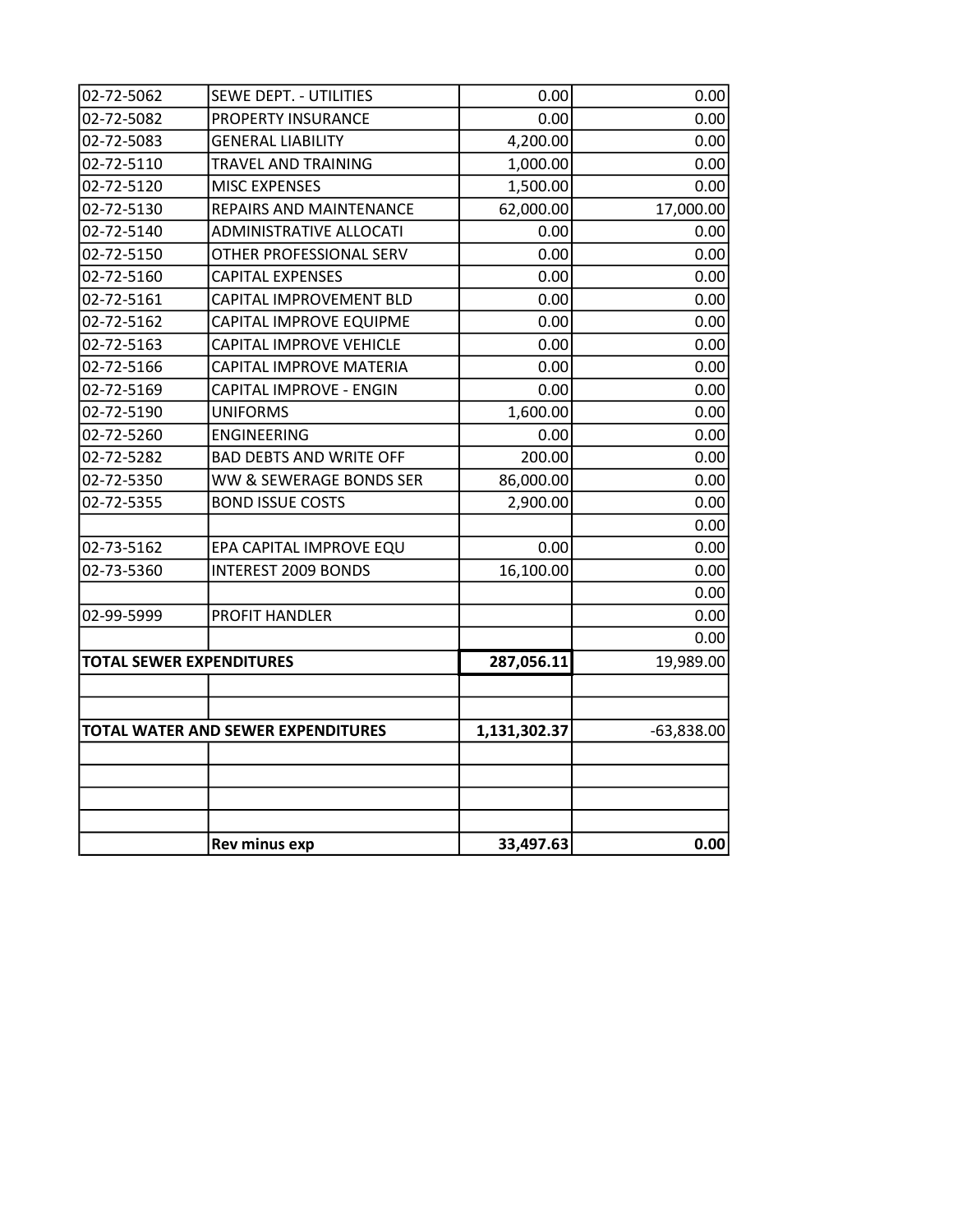| | | | |
|---|---|---|---|
| 02-72-5062 | SEWE DEPT. - UTILITIES | 0.00 | 0.00 |
| 02-72-5082 | PROPERTY INSURANCE | 0.00 | 0.00 |
| 02-72-5083 | GENERAL LIABILITY | 4,200.00 | 0.00 |
| 02-72-5110 | TRAVEL AND TRAINING | 1,000.00 | 0.00 |
| 02-72-5120 | MISC EXPENSES | 1,500.00 | 0.00 |
| 02-72-5130 | REPAIRS AND MAINTENANCE | 62,000.00 | 17,000.00 |
| 02-72-5140 | ADMINISTRATIVE ALLOCATI | 0.00 | 0.00 |
| 02-72-5150 | OTHER PROFESSIONAL SERV | 0.00 | 0.00 |
| 02-72-5160 | CAPITAL EXPENSES | 0.00 | 0.00 |
| 02-72-5161 | CAPITAL IMPROVEMENT BLD | 0.00 | 0.00 |
| 02-72-5162 | CAPITAL IMPROVE EQUIPME | 0.00 | 0.00 |
| 02-72-5163 | CAPITAL IMPROVE VEHICLE | 0.00 | 0.00 |
| 02-72-5166 | CAPITAL IMPROVE MATERIA | 0.00 | 0.00 |
| 02-72-5169 | CAPITAL IMPROVE - ENGIN | 0.00 | 0.00 |
| 02-72-5190 | UNIFORMS | 1,600.00 | 0.00 |
| 02-72-5260 | ENGINEERING | 0.00 | 0.00 |
| 02-72-5282 | BAD DEBTS AND WRITE OFF | 200.00 | 0.00 |
| 02-72-5350 | WW & SEWERAGE BONDS SER | 86,000.00 | 0.00 |
| 02-72-5355 | BOND ISSUE COSTS | 2,900.00 | 0.00 |
| | | | 0.00 |
| 02-73-5162 | EPA CAPITAL IMPROVE EQU | 0.00 | 0.00 |
| 02-73-5360 | INTEREST 2009 BONDS | 16,100.00 | 0.00 |
| | | | 0.00 |
| 02-99-5999 | PROFIT HANDLER | | 0.00 |
| | | | 0.00 |
| **TOTAL SEWER EXPENDITURES** | | **287,056.11** | 19,989.00 |
| | | | |
| | | | |
| **TOTAL WATER AND SEWER EXPENDITURES** | | **1,131,302.37** | -63,838.00 |
| | | | |
| | | | |
| | | | |
| | | | |
| | **Rev minus exp** | **33,497.63** | **0.00** |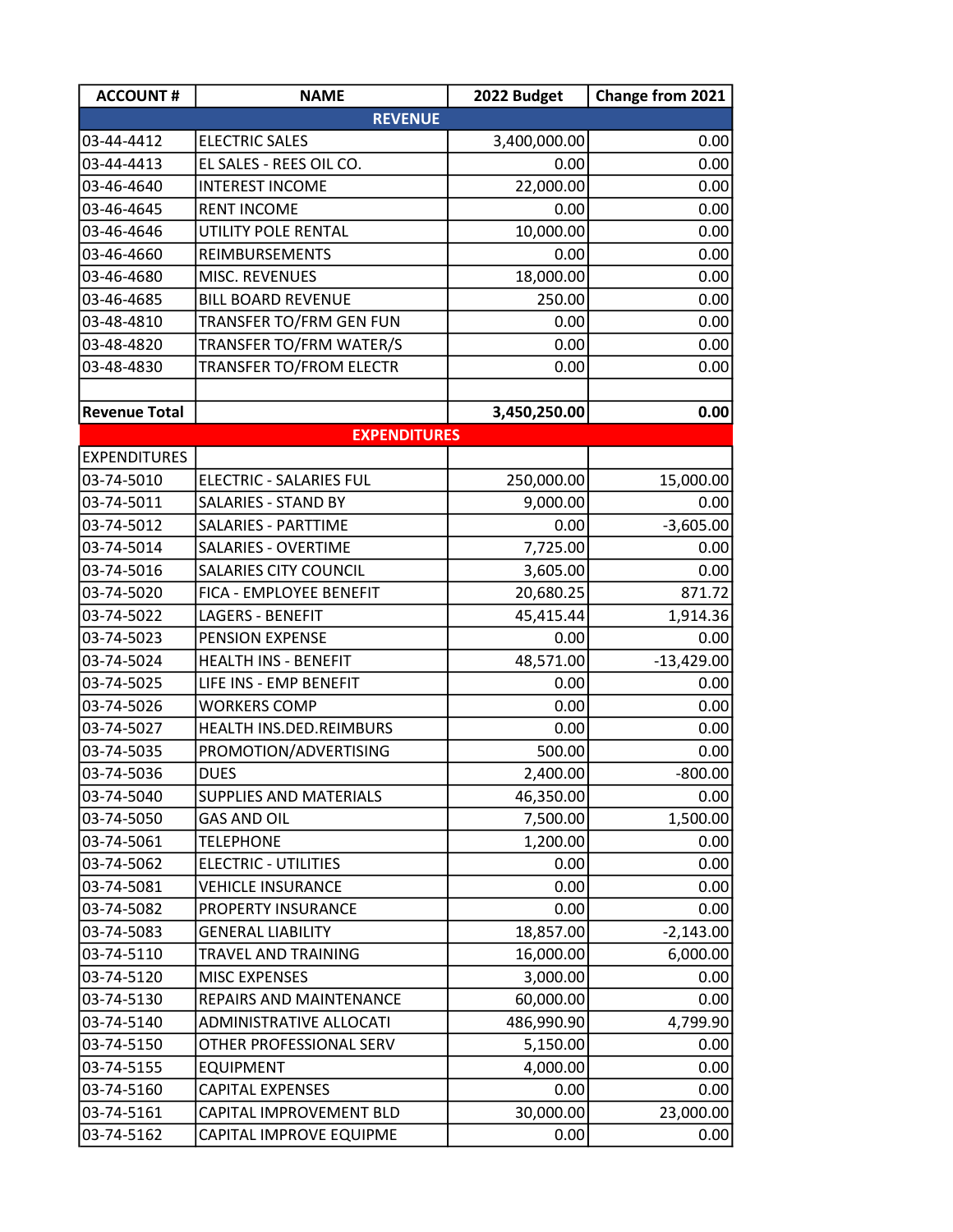| ACCOUNT # | NAME | 2022 Budget | Change from 2021 |
|---|---|---|---|
| | **REVENUE** | | |
| 03-44-4412 | ELECTRIC SALES | 3,400,000.00 | 0.00 |
| 03-44-4413 | EL SALES - REES OIL CO. | 0.00 | 0.00 |
| 03-46-4640 | INTEREST INCOME | 22,000.00 | 0.00 |
| 03-46-4645 | RENT INCOME | 0.00 | 0.00 |
| 03-46-4646 | UTILITY POLE RENTAL | 10,000.00 | 0.00 |
| 03-46-4660 | REIMBURSEMENTS | 0.00 | 0.00 |
| 03-46-4680 | MISC. REVENUES | 18,000.00 | 0.00 |
| 03-46-4685 | BILL BOARD REVENUE | 250.00 | 0.00 |
| 03-48-4810 | TRANSFER TO/FRM GEN FUN | 0.00 | 0.00 |
| 03-48-4820 | TRANSFER TO/FRM WATER/S | 0.00 | 0.00 |
| 03-48-4830 | TRANSFER TO/FROM ELECTR | 0.00 | 0.00 |
| | | | |
| **Revenue Total** | | **3,450,250.00** | **0.00** |
| | **EXPENDITURES** | | |
| EXPENDITURES | | | |
| 03-74-5010 | ELECTRIC - SALARIES FUL | 250,000.00 | 15,000.00 |
| 03-74-5011 | SALARIES - STAND BY | 9,000.00 | 0.00 |
| 03-74-5012 | SALARIES - PARTTIME | 0.00 | -3,605.00 |
| 03-74-5014 | SALARIES - OVERTIME | 7,725.00 | 0.00 |
| 03-74-5016 | SALARIES CITY COUNCIL | 3,605.00 | 0.00 |
| 03-74-5020 | FICA - EMPLOYEE BENEFIT | 20,680.25 | 871.72 |
| 03-74-5022 | LAGERS - BENEFIT | 45,415.44 | 1,914.36 |
| 03-74-5023 | PENSION EXPENSE | 0.00 | 0.00 |
| 03-74-5024 | HEALTH INS - BENEFIT | 48,571.00 | -13,429.00 |
| 03-74-5025 | LIFE INS - EMP BENEFIT | 0.00 | 0.00 |
| 03-74-5026 | WORKERS COMP | 0.00 | 0.00 |
| 03-74-5027 | HEALTH INS.DED.REIMBURS | 0.00 | 0.00 |
| 03-74-5035 | PROMOTION/ADVERTISING | 500.00 | 0.00 |
| 03-74-5036 | DUES | 2,400.00 | -800.00 |
| 03-74-5040 | SUPPLIES AND MATERIALS | 46,350.00 | 0.00 |
| 03-74-5050 | GAS AND OIL | 7,500.00 | 1,500.00 |
| 03-74-5061 | TELEPHONE | 1,200.00 | 0.00 |
| 03-74-5062 | ELECTRIC - UTILITIES | 0.00 | 0.00 |
| 03-74-5081 | VEHICLE INSURANCE | 0.00 | 0.00 |
| 03-74-5082 | PROPERTY INSURANCE | 0.00 | 0.00 |
| 03-74-5083 | GENERAL LIABILITY | 18,857.00 | -2,143.00 |
| 03-74-5110 | TRAVEL AND TRAINING | 16,000.00 | 6,000.00 |
| 03-74-5120 | MISC EXPENSES | 3,000.00 | 0.00 |
| 03-74-5130 | REPAIRS AND MAINTENANCE | 60,000.00 | 0.00 |
| 03-74-5140 | ADMINISTRATIVE ALLOCATI | 486,990.90 | 4,799.90 |
| 03-74-5150 | OTHER PROFESSIONAL SERV | 5,150.00 | 0.00 |
| 03-74-5155 | EQUIPMENT | 4,000.00 | 0.00 |
| 03-74-5160 | CAPITAL EXPENSES | 0.00 | 0.00 |
| 03-74-5161 | CAPITAL IMPROVEMENT BLD | 30,000.00 | 23,000.00 |
| 03-74-5162 | CAPITAL IMPROVE EQUIPME | 0.00 | 0.00 |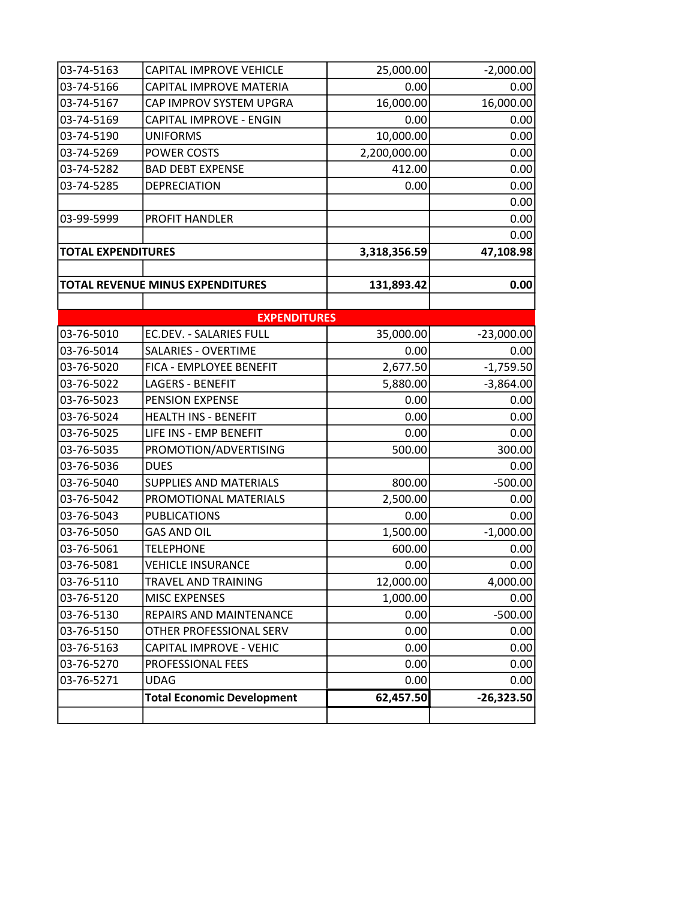| | | | |
|---|---|---|---|
| 03-74-5163 | CAPITAL IMPROVE VEHICLE | 25,000.00 | -2,000.00 |
| 03-74-5166 | CAPITAL IMPROVE MATERIA | 0.00 | 0.00 |
| 03-74-5167 | CAP IMPROV SYSTEM UPGRA | 16,000.00 | 16,000.00 |
| 03-74-5169 | CAPITAL IMPROVE - ENGIN | 0.00 | 0.00 |
| 03-74-5190 | UNIFORMS | 10,000.00 | 0.00 |
| 03-74-5269 | POWER COSTS | 2,200,000.00 | 0.00 |
| 03-74-5282 | BAD DEBT EXPENSE | 412.00 | 0.00 |
| 03-74-5285 | DEPRECIATION | 0.00 | 0.00 |
| | | | 0.00 |
| 03-99-5999 | PROFIT HANDLER | | 0.00 |
| | | | 0.00 |
| **TOTAL EXPENDITURES** | | **3,318,356.59** | **47,108.98** |
| | | | |
| **TOTAL REVENUE MINUS EXPENDITURES** | | **131,893.42** | **0.00** |
| | | | |
| | **EXPENDITURES** | | |
| 03-76-5010 | EC.DEV. - SALARIES FULL | 35,000.00 | -23,000.00 |
| 03-76-5014 | SALARIES - OVERTIME | 0.00 | 0.00 |
| 03-76-5020 | FICA - EMPLOYEE BENEFIT | 2,677.50 | -1,759.50 |
| 03-76-5022 | LAGERS - BENEFIT | 5,880.00 | -3,864.00 |
| 03-76-5023 | PENSION EXPENSE | 0.00 | 0.00 |
| 03-76-5024 | HEALTH INS - BENEFIT | 0.00 | 0.00 |
| 03-76-5025 | LIFE INS - EMP BENEFIT | 0.00 | 0.00 |
| 03-76-5035 | PROMOTION/ADVERTISING | 500.00 | 300.00 |
| 03-76-5036 | DUES | | 0.00 |
| 03-76-5040 | SUPPLIES AND MATERIALS | 800.00 | -500.00 |
| 03-76-5042 | PROMOTIONAL MATERIALS | 2,500.00 | 0.00 |
| 03-76-5043 | PUBLICATIONS | 0.00 | 0.00 |
| 03-76-5050 | GAS AND OIL | 1,500.00 | -1,000.00 |
| 03-76-5061 | TELEPHONE | 600.00 | 0.00 |
| 03-76-5081 | VEHICLE INSURANCE | 0.00 | 0.00 |
| 03-76-5110 | TRAVEL AND TRAINING | 12,000.00 | 4,000.00 |
| 03-76-5120 | MISC EXPENSES | 1,000.00 | 0.00 |
| 03-76-5130 | REPAIRS AND MAINTENANCE | 0.00 | -500.00 |
| 03-76-5150 | OTHER PROFESSIONAL SERV | 0.00 | 0.00 |
| 03-76-5163 | CAPITAL IMPROVE - VEHIC | 0.00 | 0.00 |
| 03-76-5270 | PROFESSIONAL FEES | 0.00 | 0.00 |
| 03-76-5271 | UDAG | 0.00 | 0.00 |
| | **Total Economic Development** | **62,457.50** | **-26,323.50** |
| | | | |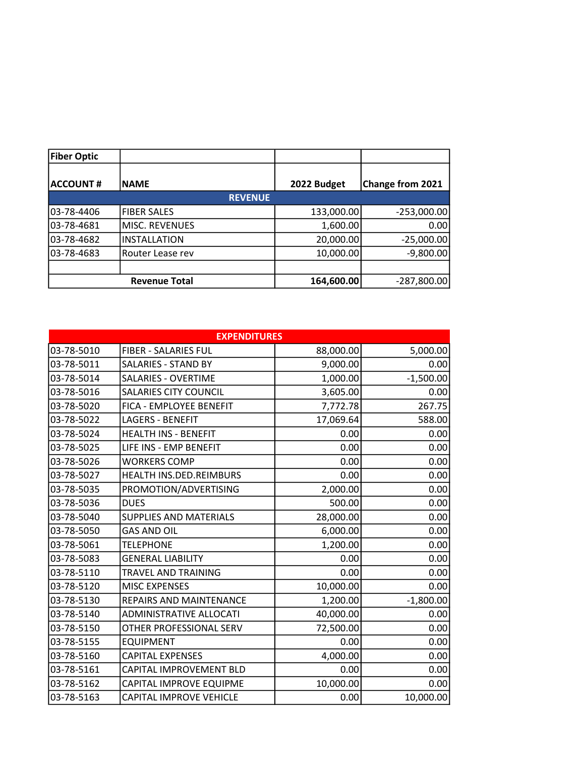| Fiber Optic | | | |
|---|---|---|---|
| **ACCOUNT #** | **NAME** | **2022 Budget** | **Change from 2021** |
| | **REVENUE** | | |
| 03-78-4406 | FIBER SALES | 133,000.00 | -253,000.00 |
| 03-78-4681 | MISC. REVENUES | 1,600.00 | 0.00 |
| 03-78-4682 | INSTALLATION | 20,000.00 | -25,000.00 |
| 03-78-4683 | Router Lease rev | 10,000.00 | -9,800.00 |
| | | | |
| | **Revenue Total** | **164,600.00** | -287,800.00 |

| | **EXPENDITURES** | | |
|---|---|---|---|
| 03-78-5010 | FIBER - SALARIES FUL | 88,000.00 | 5,000.00 |
| 03-78-5011 | SALARIES - STAND BY | 9,000.00 | 0.00 |
| 03-78-5014 | SALARIES - OVERTIME | 1,000.00 | -1,500.00 |
| 03-78-5016 | SALARIES CITY COUNCIL | 3,605.00 | 0.00 |
| 03-78-5020 | FICA - EMPLOYEE BENEFIT | 7,772.78 | 267.75 |
| 03-78-5022 | LAGERS - BENEFIT | 17,069.64 | 588.00 |
| 03-78-5024 | HEALTH INS - BENEFIT | 0.00 | 0.00 |
| 03-78-5025 | LIFE INS - EMP BENEFIT | 0.00 | 0.00 |
| 03-78-5026 | WORKERS COMP | 0.00 | 0.00 |
| 03-78-5027 | HEALTH INS.DED.REIMBURS | 0.00 | 0.00 |
| 03-78-5035 | PROMOTION/ADVERTISING | 2,000.00 | 0.00 |
| 03-78-5036 | DUES | 500.00 | 0.00 |
| 03-78-5040 | SUPPLIES AND MATERIALS | 28,000.00 | 0.00 |
| 03-78-5050 | GAS AND OIL | 6,000.00 | 0.00 |
| 03-78-5061 | TELEPHONE | 1,200.00 | 0.00 |
| 03-78-5083 | GENERAL LIABILITY | 0.00 | 0.00 |
| 03-78-5110 | TRAVEL AND TRAINING | 0.00 | 0.00 |
| 03-78-5120 | MISC EXPENSES | 10,000.00 | 0.00 |
| 03-78-5130 | REPAIRS AND MAINTENANCE | 1,200.00 | -1,800.00 |
| 03-78-5140 | ADMINISTRATIVE ALLOCATI | 40,000.00 | 0.00 |
| 03-78-5150 | OTHER PROFESSIONAL SERV | 72,500.00 | 0.00 |
| 03-78-5155 | EQUIPMENT | 0.00 | 0.00 |
| 03-78-5160 | CAPITAL EXPENSES | 4,000.00 | 0.00 |
| 03-78-5161 | CAPITAL IMPROVEMENT BLD | 0.00 | 0.00 |
| 03-78-5162 | CAPITAL IMPROVE EQUIPME | 10,000.00 | 0.00 |
| 03-78-5163 | CAPITAL IMPROVE VEHICLE | 0.00 | 10,000.00 |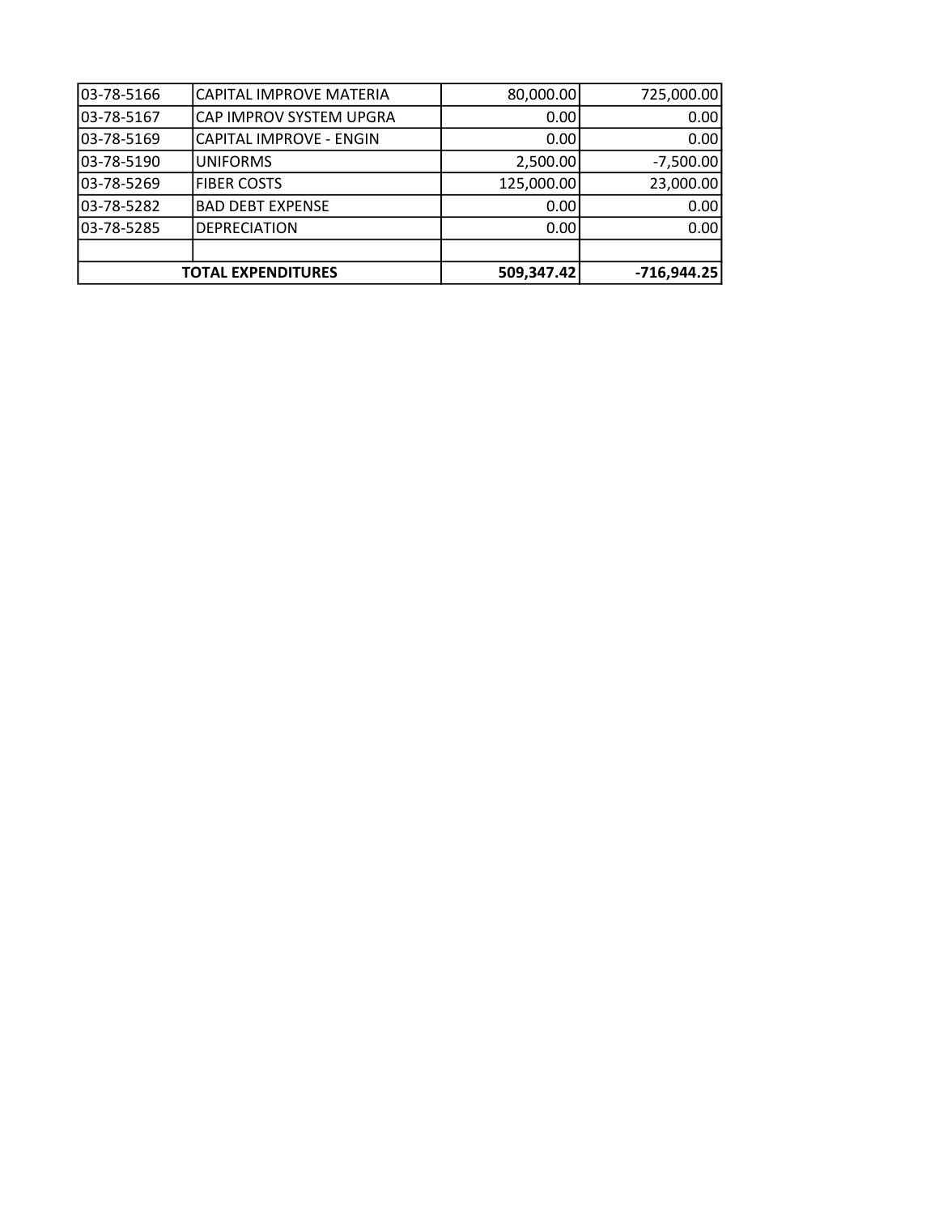| | | | |
|---|---|---|---|
| 03-78-5166 | CAPITAL IMPROVE MATERIA | 80,000.00 | 725,000.00 |
| 03-78-5167 | CAP IMPROV SYSTEM UPGRA | 0.00 | 0.00 |
| 03-78-5169 | CAPITAL IMPROVE - ENGIN | 0.00 | 0.00 |
| 03-78-5190 | UNIFORMS | 2,500.00 | -7,500.00 |
| 03-78-5269 | FIBER COSTS | 125,000.00 | 23,000.00 |
| 03-78-5282 | BAD DEBT EXPENSE | 0.00 | 0.00 |
| 03-78-5285 | DEPRECIATION | 0.00 | 0.00 |
| | | | |
| **TOTAL EXPENDITURES** | | **509,347.42** | **-716,944.25** |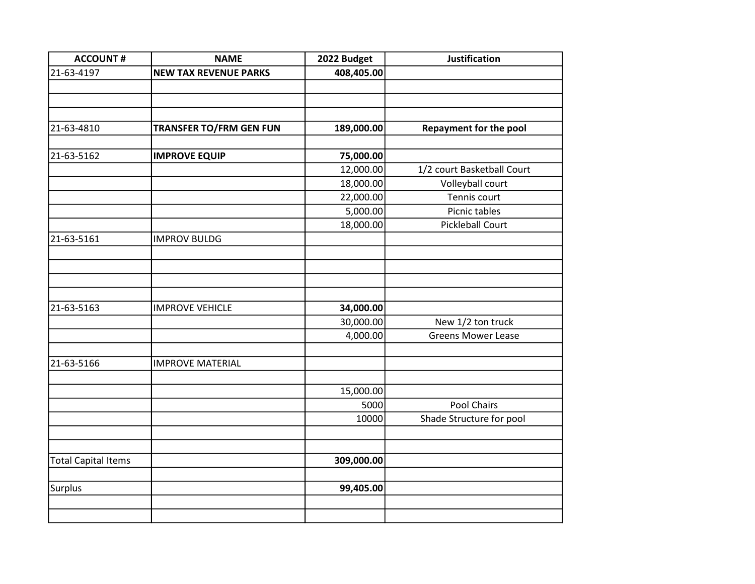| ACCOUNT # | NAME | 2022 Budget | Justification |
|---|---|---|---|
| 21-63-4197 | **NEW TAX REVENUE PARKS** | **408,405.00** | |
| | | | |
| | | | |
| | | | |
| 21-63-4810 | **TRANSFER TO/FRM GEN FUN** | **189,000.00** | **Repayment for the pool** |
| | | | |
| 21-63-5162 | **IMPROVE EQUIP** | **75,000.00** | |
| | | 12,000.00 | 1/2 court Basketball Court |
| | | 18,000.00 | Volleyball court |
| | | 22,000.00 | Tennis court |
| | | 5,000.00 | Picnic tables |
| | | 18,000.00 | Pickleball Court |
| 21-63-5161 | IMPROV BULDG | | |
| | | | |
| | | | |
| | | | |
| | | | |
| 21-63-5163 | IMPROVE VEHICLE | **34,000.00** | |
| | | 30,000.00 | New 1/2 ton truck |
| | | 4,000.00 | Greens Mower Lease |
| | | | |
| 21-63-5166 | IMPROVE MATERIAL | | |
| | | | |
| | | 15,000.00 | |
| | | 5000 | Pool Chairs |
| | | 10000 | Shade Structure for pool |
| | | | |
| | | | |
| Total Capital Items | | **309,000.00** | |
| | | | |
| Surplus | | **99,405.00** | |
| | | | |
| | | | |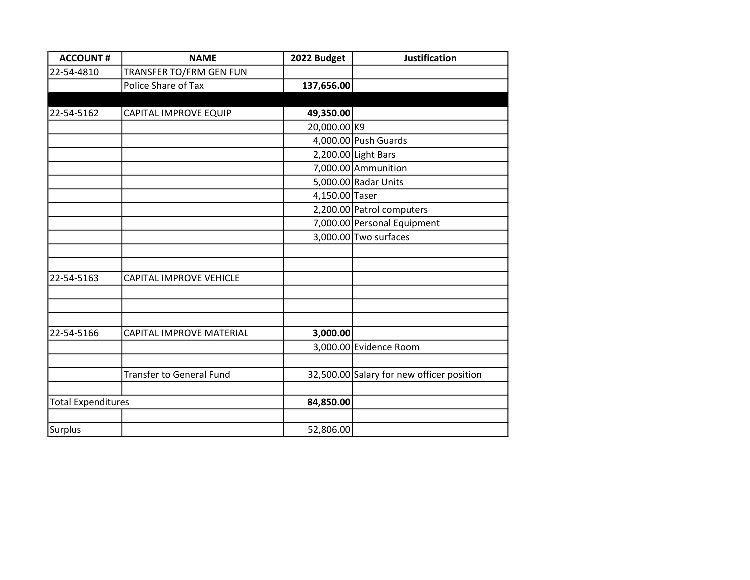| ACCOUNT # | NAME | 2022 Budget | Justification |
|---|---|---|---|
| 22-54-4810 | TRANSFER TO/FRM GEN FUN | | |
| | Police Share of Tax | **137,656.00** | |
| | | | |
| 22-54-5162 | CAPITAL IMPROVE EQUIP | **49,350.00** | |
| | | 20,000.00 | K9 |
| | | 4,000.00 | Push Guards |
| | | 2,200.00 | Light Bars |
| | | 7,000.00 | Ammunition |
| | | 5,000.00 | Radar Units |
| | | 4,150.00 | Taser |
| | | 2,200.00 | Patrol computers |
| | | 7,000.00 | Personal Equipment |
| | | 3,000.00 | Two surfaces |
| | | | |
| | | | |
| 22-54-5163 | CAPITAL IMPROVE VEHICLE | | |
| | | | |
| | | | |
| | | | |
| 22-54-5166 | CAPITAL IMPROVE MATERIAL | **3,000.00** | |
| | | 3,000.00 | Evidence Room |
| | | | |
| | Transfer to General Fund | 32,500.00 | Salary for new officer position |
| | | | |
| Total Expenditures | | **84,850.00** | |
| | | | |
| Surplus | | 52,806.00 | |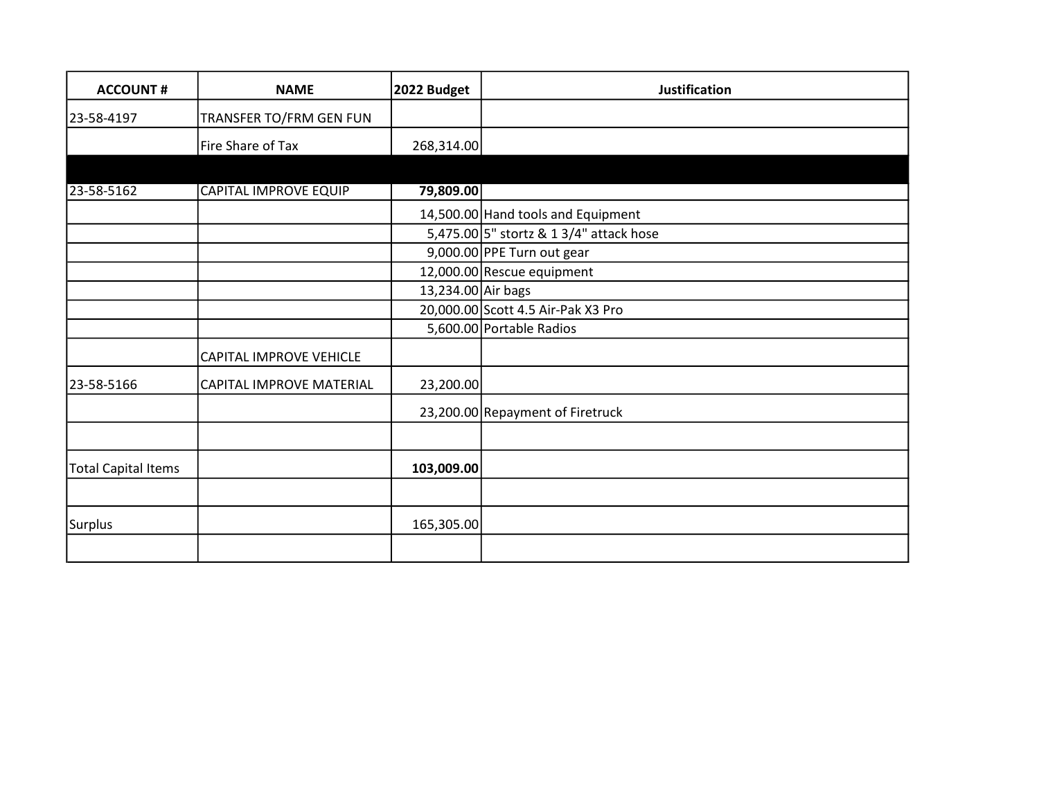| ACCOUNT # | NAME | 2022 Budget | Justification |
|---|---|---|---|
| 23-58-4197 | TRANSFER TO/FRM GEN FUN | | |
| | Fire Share of Tax | 268,314.00 | |
| | | | |
| 23-58-5162 | CAPITAL IMPROVE EQUIP | **79,809.00** | |
| | | 14,500.00 | Hand tools and Equipment |
| | | 5,475.00 | 5" stortz & 1 3/4" attack hose |
| | | 9,000.00 | PPE Turn out gear |
| | | 12,000.00 | Rescue equipment |
| | | 13,234.00 | Air bags |
| | | 20,000.00 | Scott 4.5 Air-Pak X3 Pro |
| | | 5,600.00 | Portable Radios |
| | CAPITAL IMPROVE VEHICLE | | |
| 23-58-5166 | CAPITAL IMPROVE MATERIAL | 23,200.00 | |
| | | 23,200.00 | Repayment of Firetruck |
| | | | |
| Total Capital Items | | **103,009.00** | |
| | | | |
| Surplus | | 165,305.00 | |
| | | | |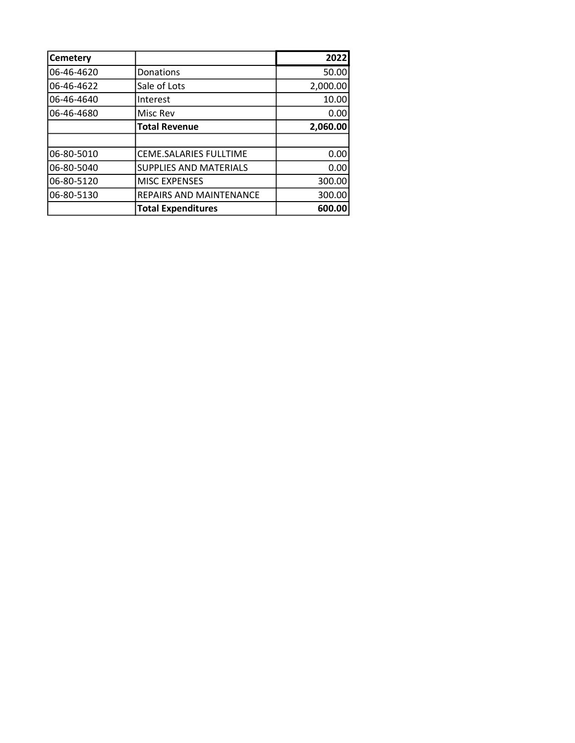| Cemetery | | 2022 |
|---|---|---|
| 06-46-4620 | Donations | 50.00 |
| 06-46-4622 | Sale of Lots | 2,000.00 |
| 06-46-4640 | Interest | 10.00 |
| 06-46-4680 | Misc Rev | 0.00 |
| | **Total Revenue** | **2,060.00** |
| | | |
| 06-80-5010 | CEME.SALARIES FULLTIME | 0.00 |
| 06-80-5040 | SUPPLIES AND MATERIALS | 0.00 |
| 06-80-5120 | MISC EXPENSES | 300.00 |
| 06-80-5130 | REPAIRS AND MAINTENANCE | 300.00 |
| | **Total Expenditures** | **600.00** |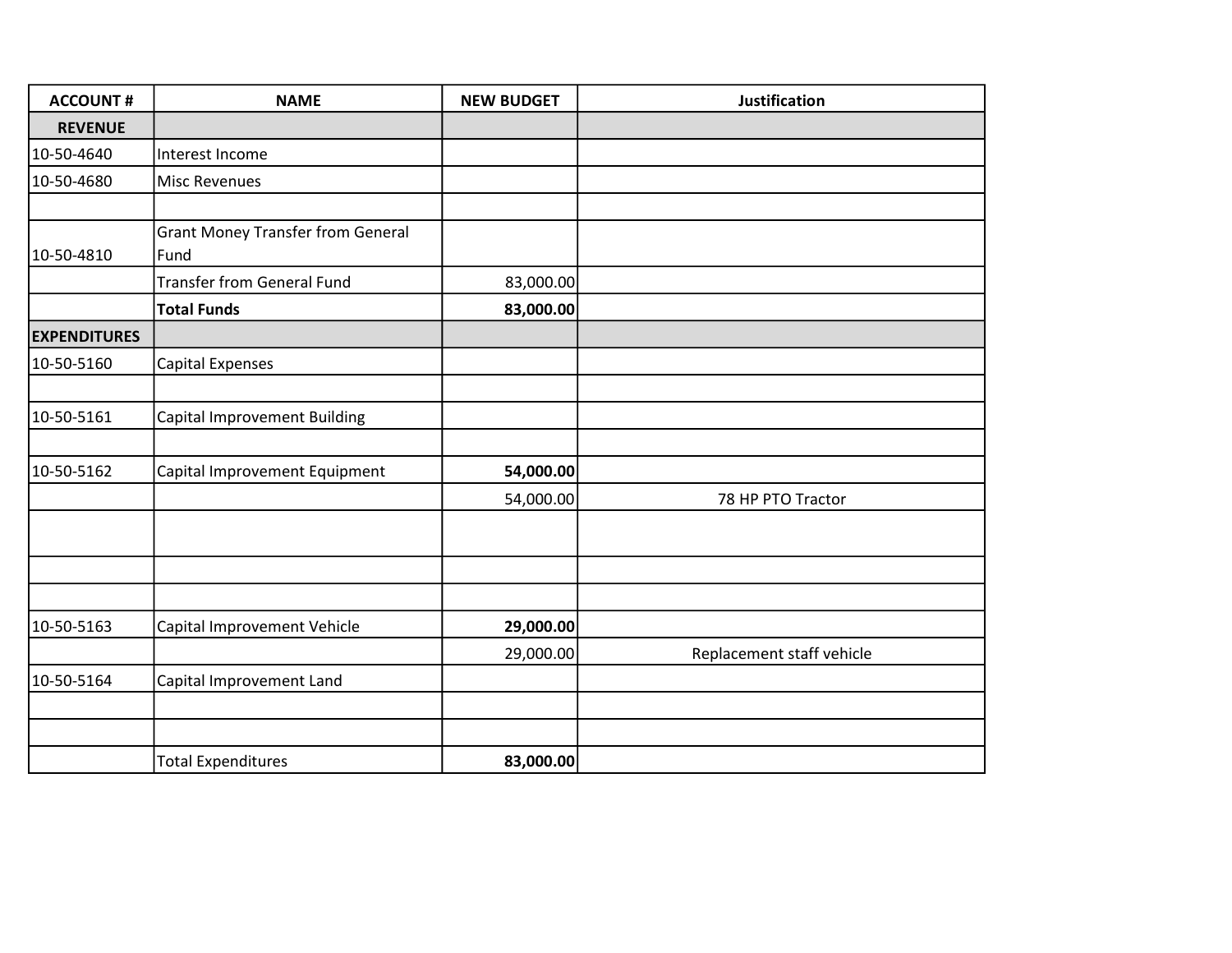| ACCOUNT # | NAME | NEW BUDGET | Justification |
|---|---|---|---|
| **REVENUE** | | | |
| 10-50-4640 | Interest Income | | |
| 10-50-4680 | Misc Revenues | | |
| | | | |
| 10-50-4810 | Grant Money Transfer from General Fund | | |
| | Transfer from General Fund | 83,000.00 | |
| | **Total Funds** | **83,000.00** | |
| **EXPENDITURES** | | | |
| 10-50-5160 | Capital Expenses | | |
| | | | |
| 10-50-5161 | Capital Improvement Building | | |
| | | | |
| 10-50-5162 | Capital Improvement Equipment | **54,000.00** | |
| | | 54,000.00 | 78 HP PTO Tractor |
| | | | |
| | | | |
| | | | |
| 10-50-5163 | Capital Improvement Vehicle | **29,000.00** | |
| | | 29,000.00 | Replacement staff vehicle |
| 10-50-5164 | Capital Improvement Land | | |
| | | | |
| | | | |
| | Total Expenditures | **83,000.00** | |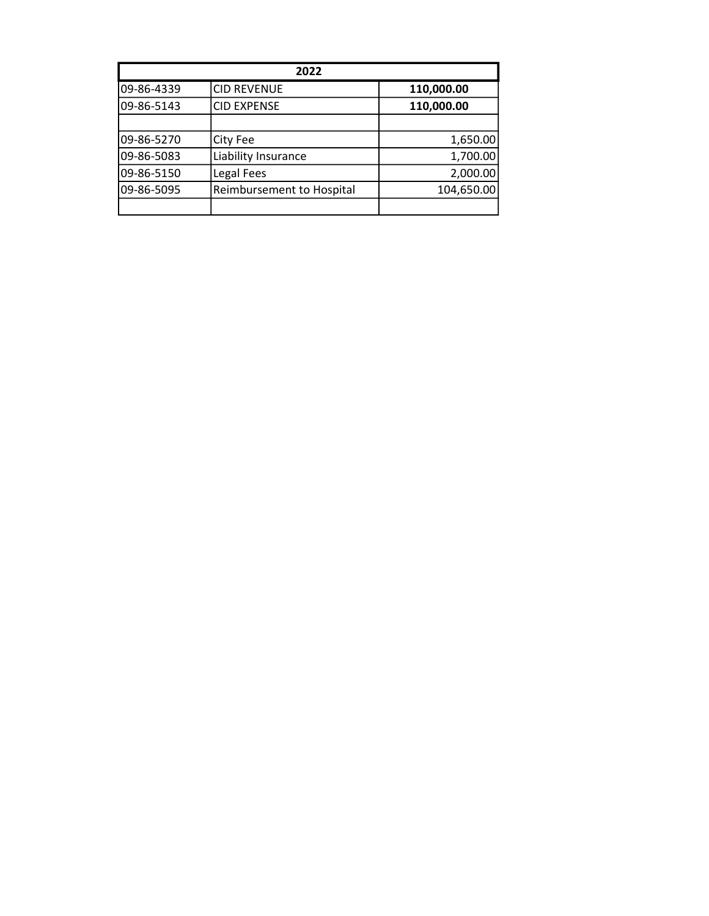| 2022 | | |
|---|---|---|
| 09-86-4339 | CID REVENUE | **110,000.00** |
| 09-86-5143 | CID EXPENSE | **110,000.00** |
| | | |
| 09-86-5270 | City Fee | 1,650.00 |
| 09-86-5083 | Liability Insurance | 1,700.00 |
| 09-86-5150 | Legal Fees | 2,000.00 |
| 09-86-5095 | Reimbursement to Hospital | 104,650.00 |
| | | |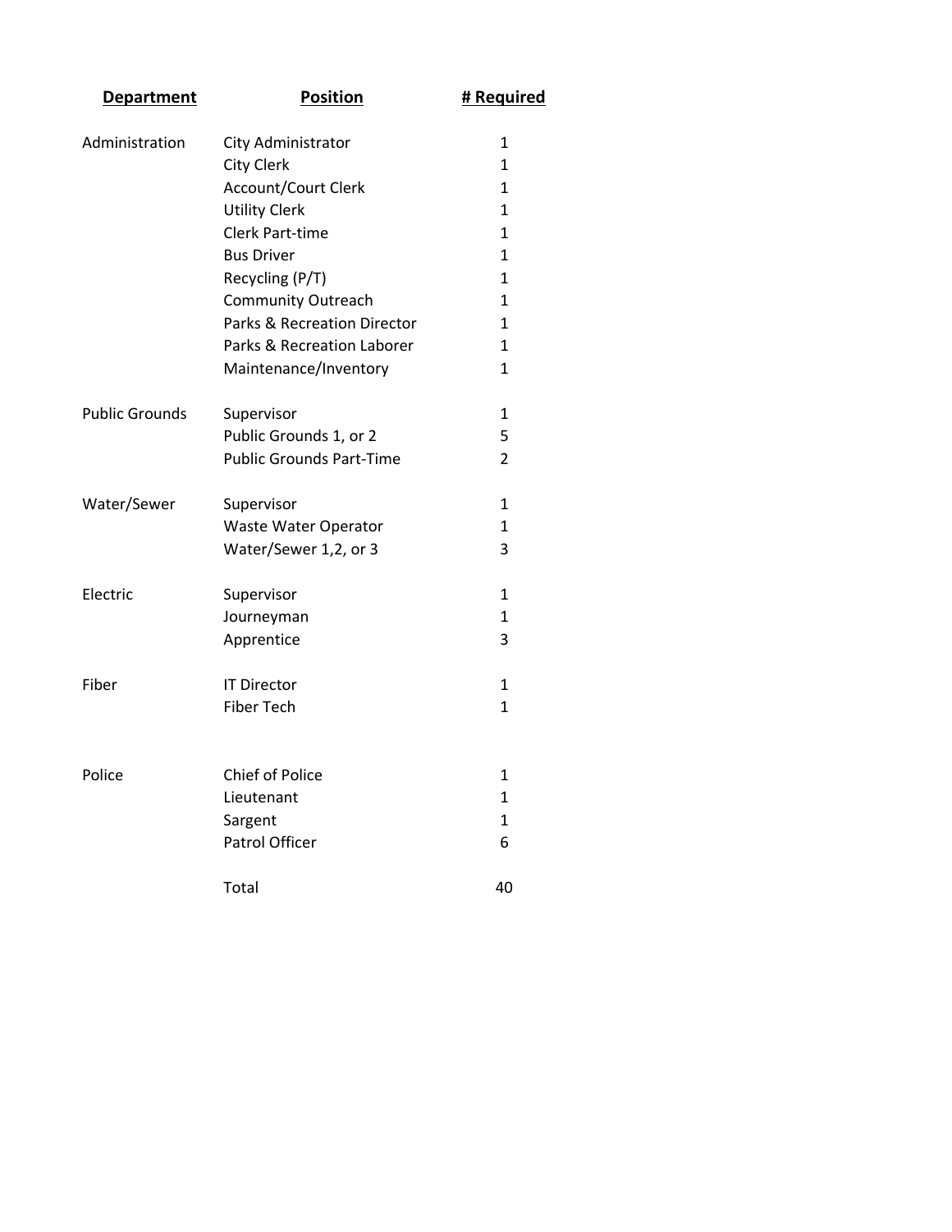| Department | Position | # Required |
|---|---|---|
| Administration | City Administrator | 1 |
| | City Clerk | 1 |
| | Account/Court Clerk | 1 |
| | Utility Clerk | 1 |
| | Clerk Part-time | 1 |
| | Bus Driver | 1 |
| | Recycling (P/T) | 1 |
| | Community Outreach | 1 |
| | Parks & Recreation Director | 1 |
| | Parks & Recreation Laborer | 1 |
| | Maintenance/Inventory | 1 |
| Public Grounds | Supervisor | 1 |
| | Public Grounds 1, or 2 | 5 |
| | Public Grounds Part-Time | 2 |
| Water/Sewer | Supervisor | 1 |
| | Waste Water Operator | 1 |
| | Water/Sewer 1,2, or 3 | 3 |
| Electric | Supervisor | 1 |
| | Journeyman | 1 |
| | Apprentice | 3 |
| Fiber | IT Director | 1 |
| | Fiber Tech | 1 |
| Police | Chief of Police | 1 |
| | Lieutenant | 1 |
| | Sargent | 1 |
| | Patrol Officer | 6 |
| | Total | 40 |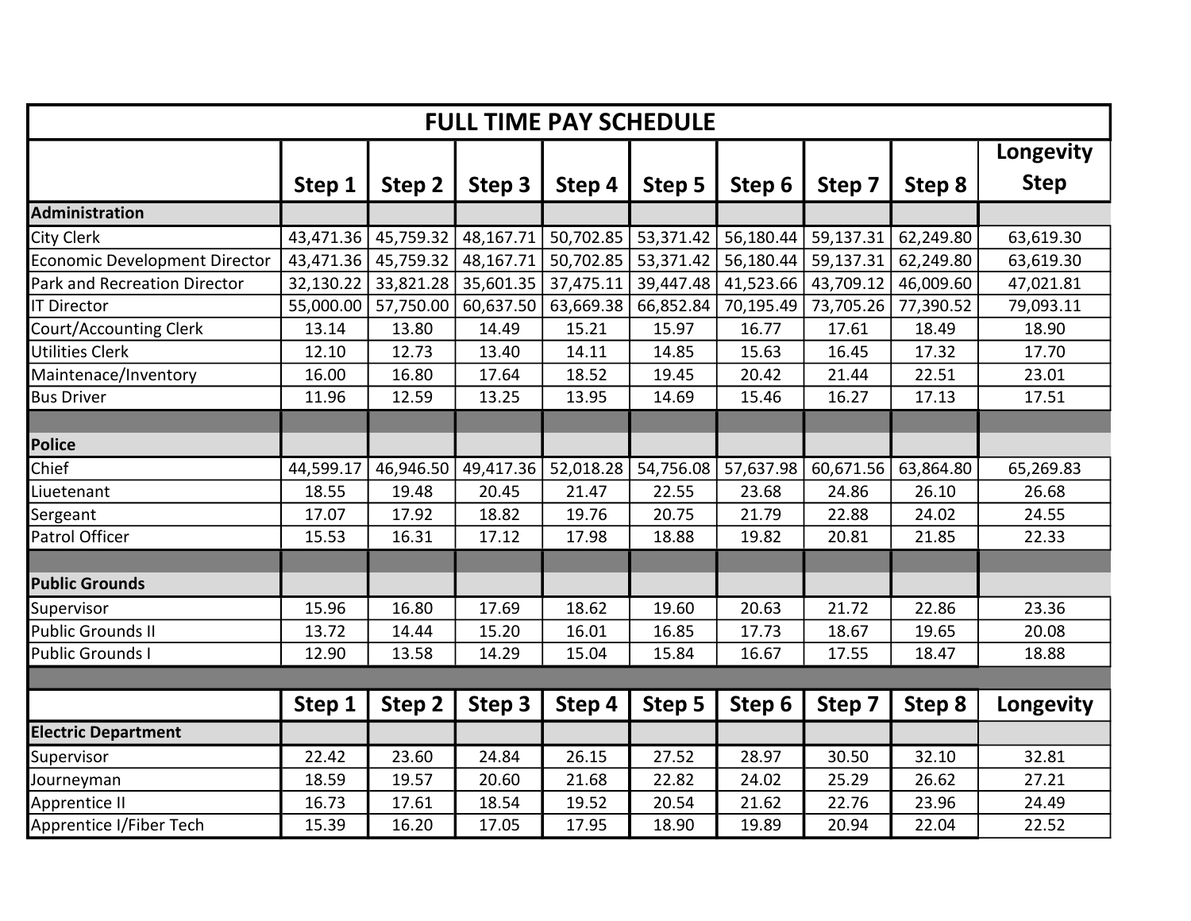# FULL TIME PAY SCHEDULE

| | Step 1 | Step 2 | Step 3 | Step 4 | Step 5 | Step 6 | Step 7 | Step 8 | Longevity Step |
|---|---|---|---|---|---|---|---|---|---|
| **Administration** | | | | | | | | | |
| City Clerk | 43,471.36 | 45,759.32 | 48,167.71 | 50,702.85 | 53,371.42 | 56,180.44 | 59,137.31 | 62,249.80 | 63,619.30 |
| Economic Development Director | 43,471.36 | 45,759.32 | 48,167.71 | 50,702.85 | 53,371.42 | 56,180.44 | 59,137.31 | 62,249.80 | 63,619.30 |
| Park and Recreation Director | 32,130.22 | 33,821.28 | 35,601.35 | 37,475.11 | 39,447.48 | 41,523.66 | 43,709.12 | 46,009.60 | 47,021.81 |
| IT Director | 55,000.00 | 57,750.00 | 60,637.50 | 63,669.38 | 66,852.84 | 70,195.49 | 73,705.26 | 77,390.52 | 79,093.11 |
| Court/Accounting Clerk | 13.14 | 13.80 | 14.49 | 15.21 | 15.97 | 16.77 | 17.61 | 18.49 | 18.90 |
| Utilities Clerk | 12.10 | 12.73 | 13.40 | 14.11 | 14.85 | 15.63 | 16.45 | 17.32 | 17.70 |
| Maintenace/Inventory | 16.00 | 16.80 | 17.64 | 18.52 | 19.45 | 20.42 | 21.44 | 22.51 | 23.01 |
| Bus Driver | 11.96 | 12.59 | 13.25 | 13.95 | 14.69 | 15.46 | 16.27 | 17.13 | 17.51 |
| | | | | | | | | | |
| **Police** | | | | | | | | | |
| Chief | 44,599.17 | 46,946.50 | 49,417.36 | 52,018.28 | 54,756.08 | 57,637.98 | 60,671.56 | 63,864.80 | 65,269.83 |
| Liutenant | 18.55 | 19.48 | 20.45 | 21.47 | 22.55 | 23.68 | 24.86 | 26.10 | 26.68 |
| Sergeant | 17.07 | 17.92 | 18.82 | 19.76 | 20.75 | 21.79 | 22.88 | 24.02 | 24.55 |
| Patrol Officer | 15.53 | 16.31 | 17.12 | 17.98 | 18.88 | 19.82 | 20.81 | 21.85 | 22.33 |
| | | | | | | | | | |
| **Public Grounds** | | | | | | | | | |
| Supervisor | 15.96 | 16.80 | 17.69 | 18.62 | 19.60 | 20.63 | 21.72 | 22.86 | 23.36 |
| Public Grounds II | 13.72 | 14.44 | 15.20 | 16.01 | 16.85 | 17.73 | 18.67 | 19.65 | 20.08 |
| Public Grounds I | 12.90 | 13.58 | 14.29 | 15.04 | 15.84 | 16.67 | 17.55 | 18.47 | 18.88 |
| | | | | | | | | | |
| | **Step 1** | **Step 2** | **Step 3** | **Step 4** | **Step 5** | **Step 6** | **Step 7** | **Step 8** | **Longevity** |
| **Electric Department** | | | | | | | | | |
| Supervisor | 22.42 | 23.60 | 24.84 | 26.15 | 27.52 | 28.97 | 30.50 | 32.10 | 32.81 |
| Journeyman | 18.59 | 19.57 | 20.60 | 21.68 | 22.82 | 24.02 | 25.29 | 26.62 | 27.21 |
| Apprentice II | 16.73 | 17.61 | 18.54 | 19.52 | 20.54 | 21.62 | 22.76 | 23.96 | 24.49 |
| Apprentice I/Fiber Tech | 15.39 | 16.20 | 17.05 | 17.95 | 18.90 | 19.89 | 20.94 | 22.04 | 22.52 |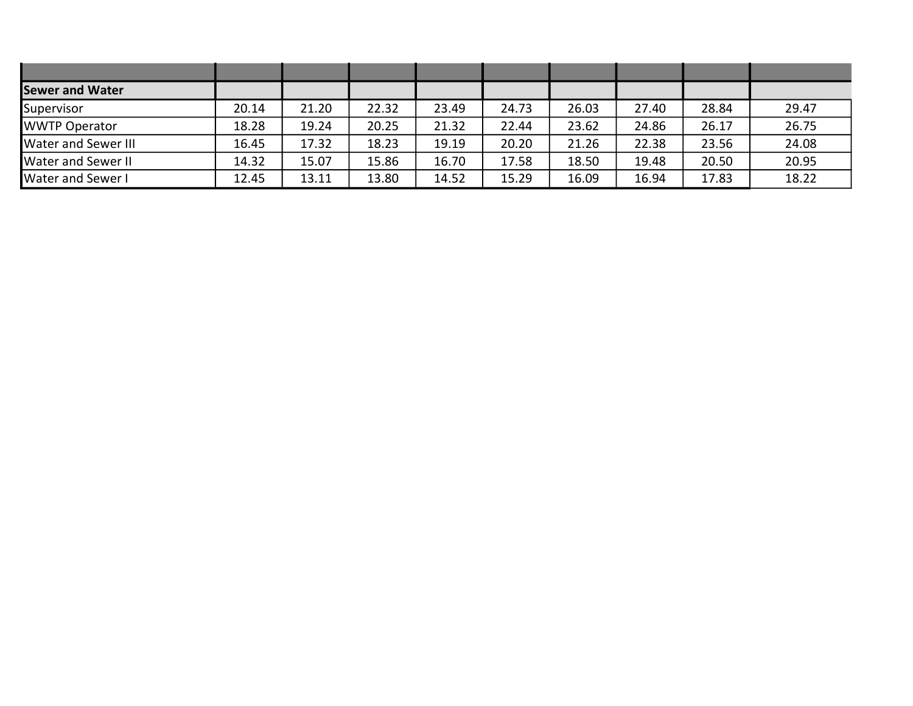| | | | | | | | | | |
|---|---|---|---|---|---|---|---|---|---|
| **Sewer and Water** | | | | | | | | | |
| Supervisor | 20.14 | 21.20 | 22.32 | 23.49 | 24.73 | 26.03 | 27.40 | 28.84 | 29.47 |
| WWTP Operator | 18.28 | 19.24 | 20.25 | 21.32 | 22.44 | 23.62 | 24.86 | 26.17 | 26.75 |
| Water and Sewer III | 16.45 | 17.32 | 18.23 | 19.19 | 20.20 | 21.26 | 22.38 | 23.56 | 24.08 |
| Water and Sewer II | 14.32 | 15.07 | 15.86 | 16.70 | 17.58 | 18.50 | 19.48 | 20.50 | 20.95 |
| Water and Sewer I | 12.45 | 13.11 | 13.80 | 14.52 | 15.29 | 16.09 | 16.94 | 17.83 | 18.22 |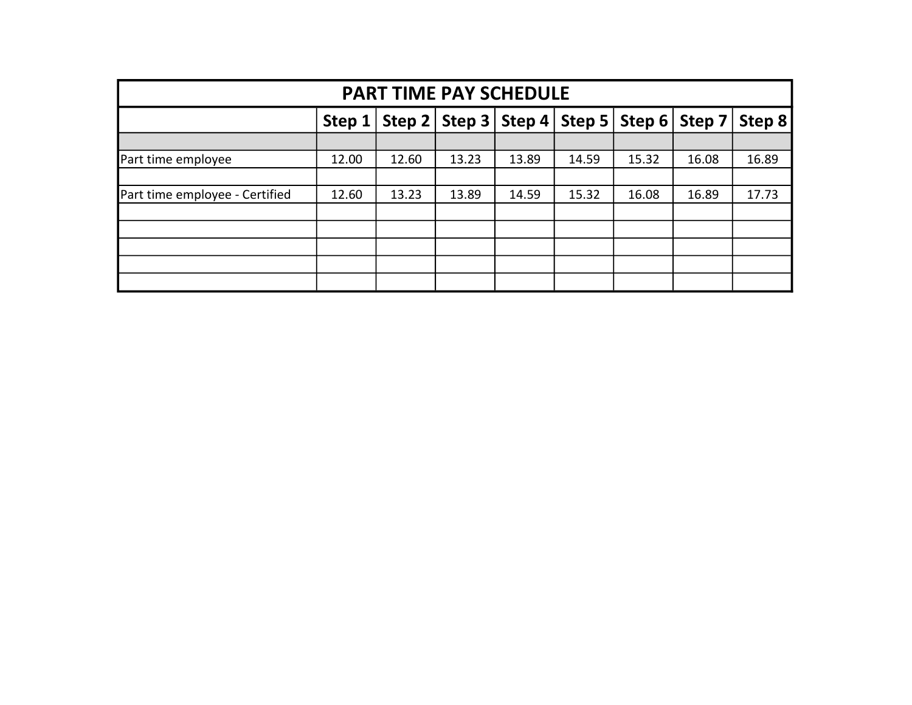| PART TIME PAY SCHEDULE | | | | | | | | |
|---|---|---|---|---|---|---|---|---|
| | **Step 1** | **Step 2** | **Step 3** | **Step 4** | **Step 5** | **Step 6** | **Step 7** | **Step 8** |
| | | | | | | | | |
| Part time employee | 12.00 | 12.60 | 13.23 | 13.89 | 14.59 | 15.32 | 16.08 | 16.89 |
| | | | | | | | | |
| Part time employee - Certified | 12.60 | 13.23 | 13.89 | 14.59 | 15.32 | 16.08 | 16.89 | 17.73 |
| | | | | | | | | |
| | | | | | | | | |
| | | | | | | | | |
| | | | | | | | | |
| | | | | | | | | |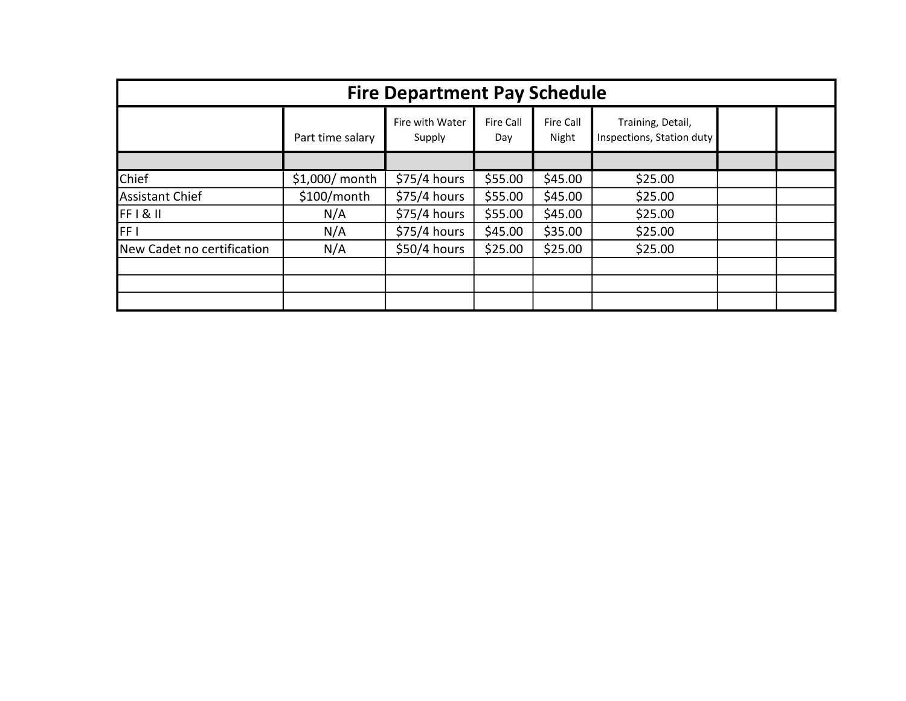## Fire Department Pay Schedule

| | Part time salary | Fire with Water Supply | Fire Call Day | Fire Call Night | Training, Detail, Inspections, Station duty | | |
|---|---|---|---|---|---|---|---|
| | | | | | | | |
| Chief | $1,000/ month | $75/4 hours | $55.00 | $45.00 | $25.00 | | |
| Assistant Chief | $100/month | $75/4 hours | $55.00 | $45.00 | $25.00 | | |
| FF I & II | N/A | $75/4 hours | $55.00 | $45.00 | $25.00 | | |
| FF I | N/A | $75/4 hours | $45.00 | $35.00 | $25.00 | | |
| New Cadet no certification | N/A | $50/4 hours | $25.00 | $25.00 | $25.00 | | |
| | | | | | | | |
| | | | | | | | |
| | | | | | | | |